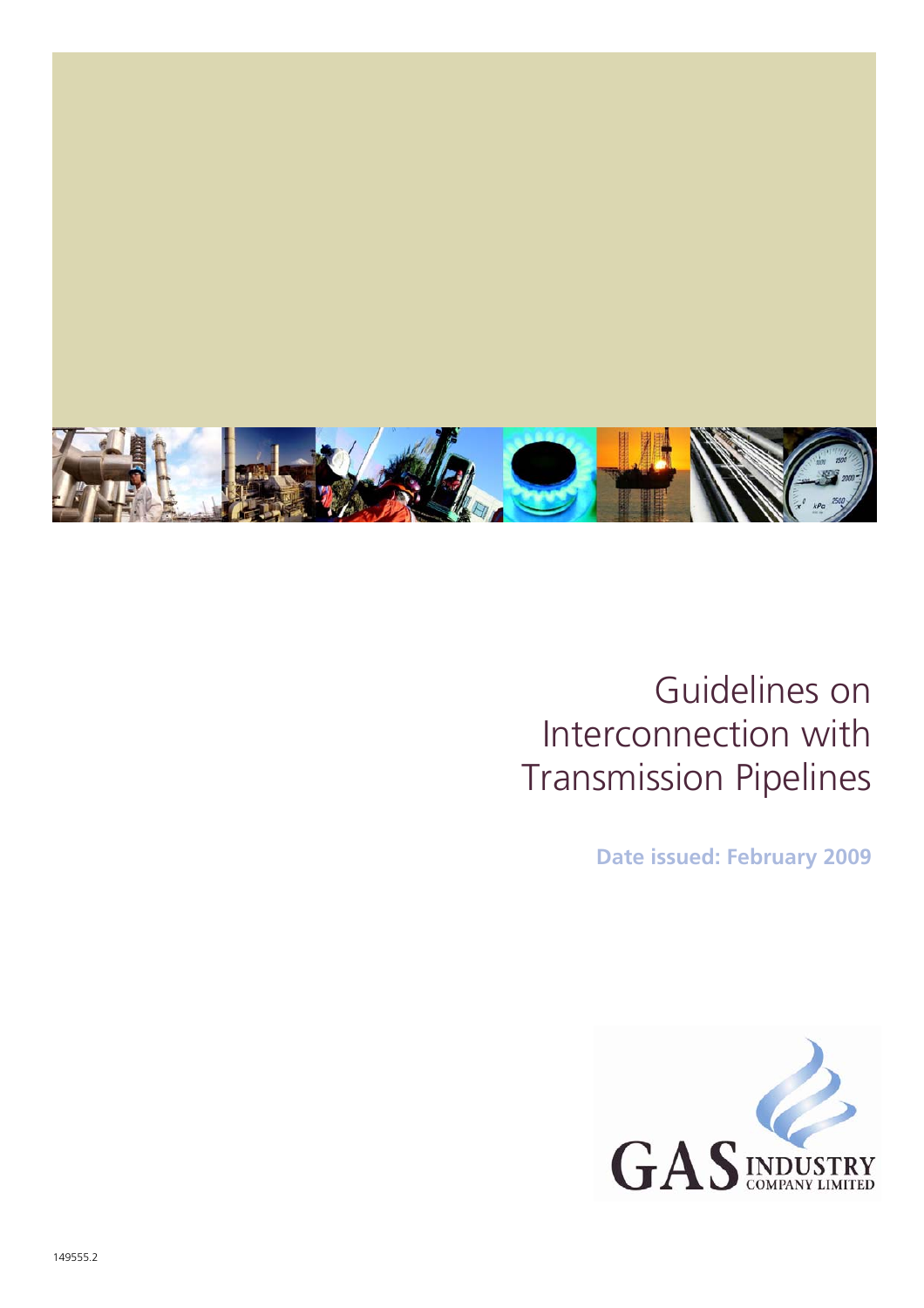# Guidelines on Interconnection with Transmission Pipelines

**Date issued: February 2009**

GAS INDUSTRY COMPANY LIMITED

149555.2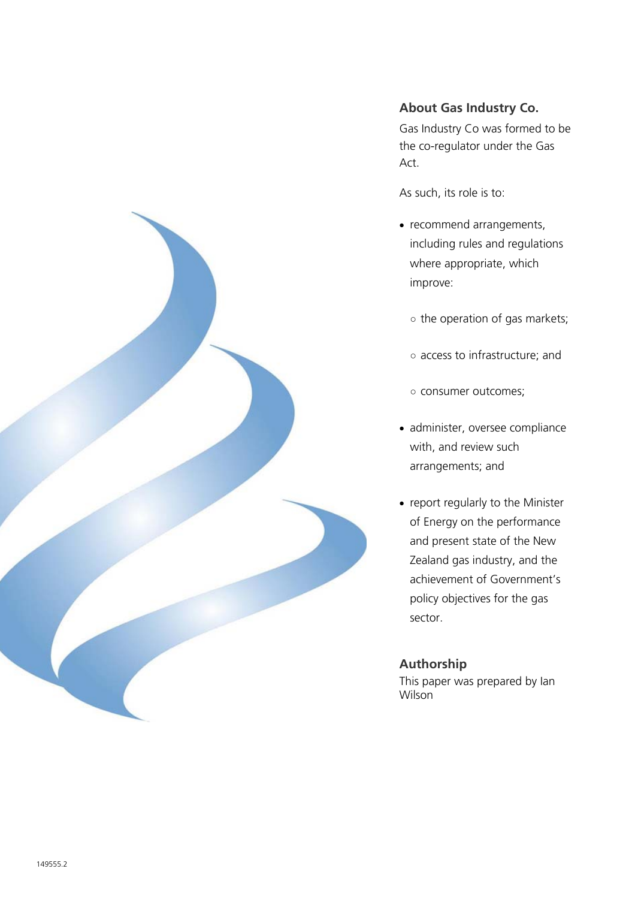## About Gas Industry Co.

Gas Industry Co was formed to be the co-regulator under the Gas Act.

As such, its role is to:

- recommend arrangements, including rules and regulations where appropriate, which improve:
  - the operation of gas markets;
  - access to infrastructure; and
  - consumer outcomes;
- administer, oversee compliance with, and review such arrangements; and
- report regularly to the Minister of Energy on the performance and present state of the New Zealand gas industry, and the achievement of Government's policy objectives for the gas sector.

## Authorship

This paper was prepared by Ian Wilson

149555.2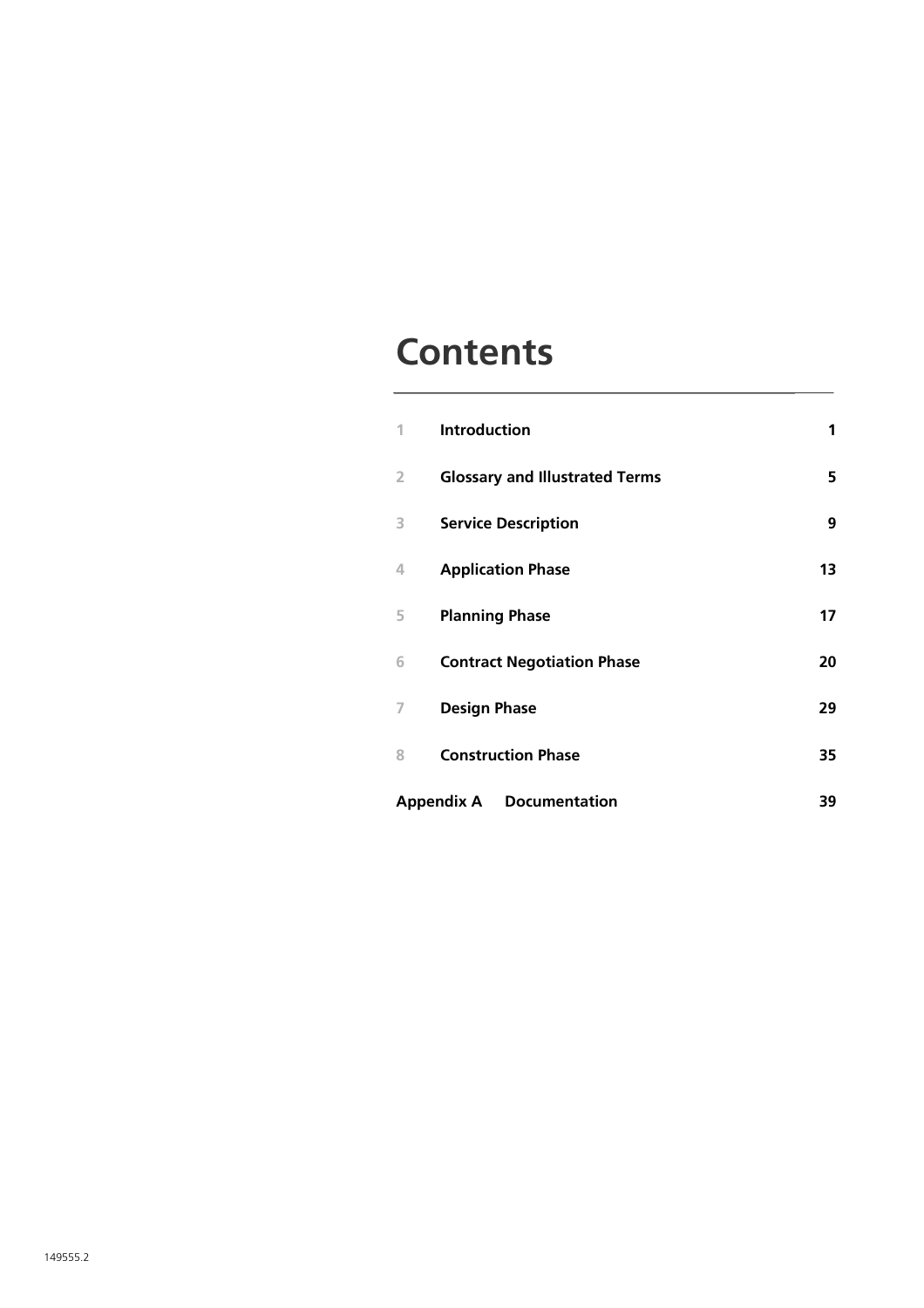# Contents

| | | |
|---|---|---|
| 1 | **Introduction** | **1** |
| 2 | **Glossary and Illustrated Terms** | **5** |
| 3 | **Service Description** | **9** |
| 4 | **Application Phase** | **13** |
| 5 | **Planning Phase** | **17** |
| 6 | **Contract Negotiation Phase** | **20** |
| 7 | **Design Phase** | **29** |
| 8 | **Construction Phase** | **35** |
| **Appendix A** | **Documentation** | **39** |

149555.2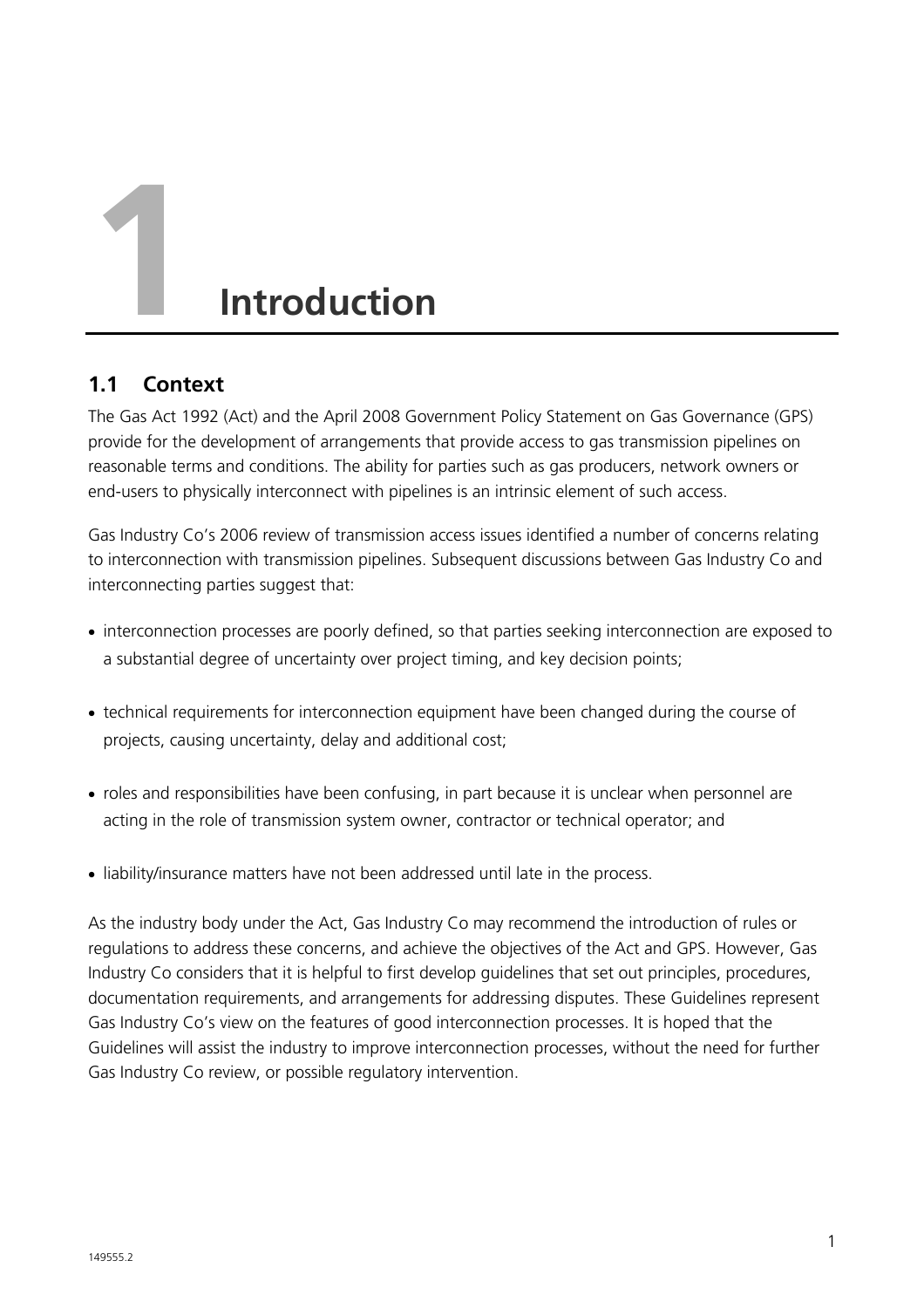# 1 Introduction

## 1.1 Context

The Gas Act 1992 (Act) and the April 2008 Government Policy Statement on Gas Governance (GPS) provide for the development of arrangements that provide access to gas transmission pipelines on reasonable terms and conditions. The ability for parties such as gas producers, network owners or end-users to physically interconnect with pipelines is an intrinsic element of such access.

Gas Industry Co's 2006 review of transmission access issues identified a number of concerns relating to interconnection with transmission pipelines. Subsequent discussions between Gas Industry Co and interconnecting parties suggest that:

- interconnection processes are poorly defined, so that parties seeking interconnection are exposed to a substantial degree of uncertainty over project timing, and key decision points;
- technical requirements for interconnection equipment have been changed during the course of projects, causing uncertainty, delay and additional cost;
- roles and responsibilities have been confusing, in part because it is unclear when personnel are acting in the role of transmission system owner, contractor or technical operator; and
- liability/insurance matters have not been addressed until late in the process.

As the industry body under the Act, Gas Industry Co may recommend the introduction of rules or regulations to address these concerns, and achieve the objectives of the Act and GPS. However, Gas Industry Co considers that it is helpful to first develop guidelines that set out principles, procedures, documentation requirements, and arrangements for addressing disputes. These Guidelines represent Gas Industry Co's view on the features of good interconnection processes. It is hoped that the Guidelines will assist the industry to improve interconnection processes, without the need for further Gas Industry Co review, or possible regulatory intervention.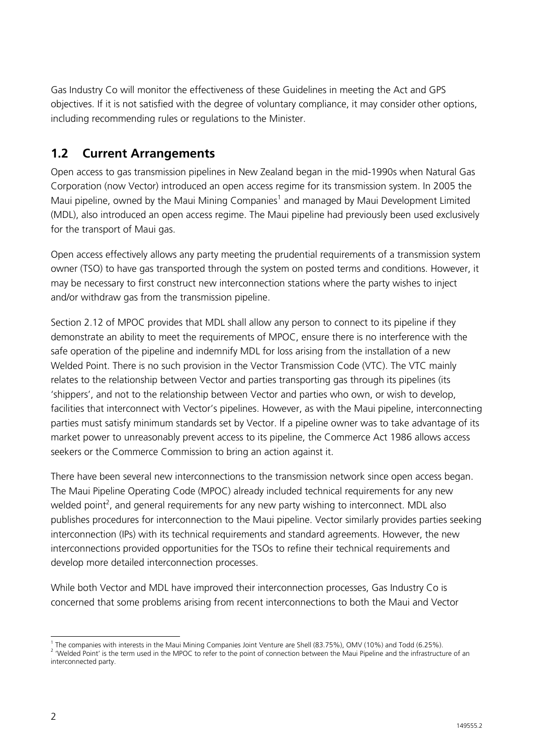Gas Industry Co will monitor the effectiveness of these Guidelines in meeting the Act and GPS objectives. If it is not satisfied with the degree of voluntary compliance, it may consider other options, including recommending rules or regulations to the Minister.

## 1.2 Current Arrangements

Open access to gas transmission pipelines in New Zealand began in the mid-1990s when Natural Gas Corporation (now Vector) introduced an open access regime for its transmission system. In 2005 the Maui pipeline, owned by the Maui Mining Companies[1] and managed by Maui Development Limited (MDL), also introduced an open access regime. The Maui pipeline had previously been used exclusively for the transport of Maui gas.

Open access effectively allows any party meeting the prudential requirements of a transmission system owner (TSO) to have gas transported through the system on posted terms and conditions. However, it may be necessary to first construct new interconnection stations where the party wishes to inject and/or withdraw gas from the transmission pipeline.

Section 2.12 of MPOC provides that MDL shall allow any person to connect to its pipeline if they demonstrate an ability to meet the requirements of MPOC, ensure there is no interference with the safe operation of the pipeline and indemnify MDL for loss arising from the installation of a new Welded Point. There is no such provision in the Vector Transmission Code (VTC). The VTC mainly relates to the relationship between Vector and parties transporting gas through its pipelines (its 'shippers', and not to the relationship between Vector and parties who own, or wish to develop, facilities that interconnect with Vector's pipelines. However, as with the Maui pipeline, interconnecting parties must satisfy minimum standards set by Vector. If a pipeline owner was to take advantage of its market power to unreasonably prevent access to its pipeline, the Commerce Act 1986 allows access seekers or the Commerce Commission to bring an action against it.

There have been several new interconnections to the transmission network since open access began. The Maui Pipeline Operating Code (MPOC) already included technical requirements for any new welded point[2], and general requirements for any new party wishing to interconnect. MDL also publishes procedures for interconnection to the Maui pipeline. Vector similarly provides parties seeking interconnection (IPs) with its technical requirements and standard agreements. However, the new interconnections provided opportunities for the TSOs to refine their technical requirements and develop more detailed interconnection processes.

While both Vector and MDL have improved their interconnection processes, Gas Industry Co is concerned that some problems arising from recent interconnections to both the Maui and Vector

---

[1] The companies with interests in the Maui Mining Companies Joint Venture are Shell (83.75%), OMV (10%) and Todd (6.25%).

[2] 'Welded Point' is the term used in the MPOC to refer to the point of connection between the Maui Pipeline and the infrastructure of an interconnected party.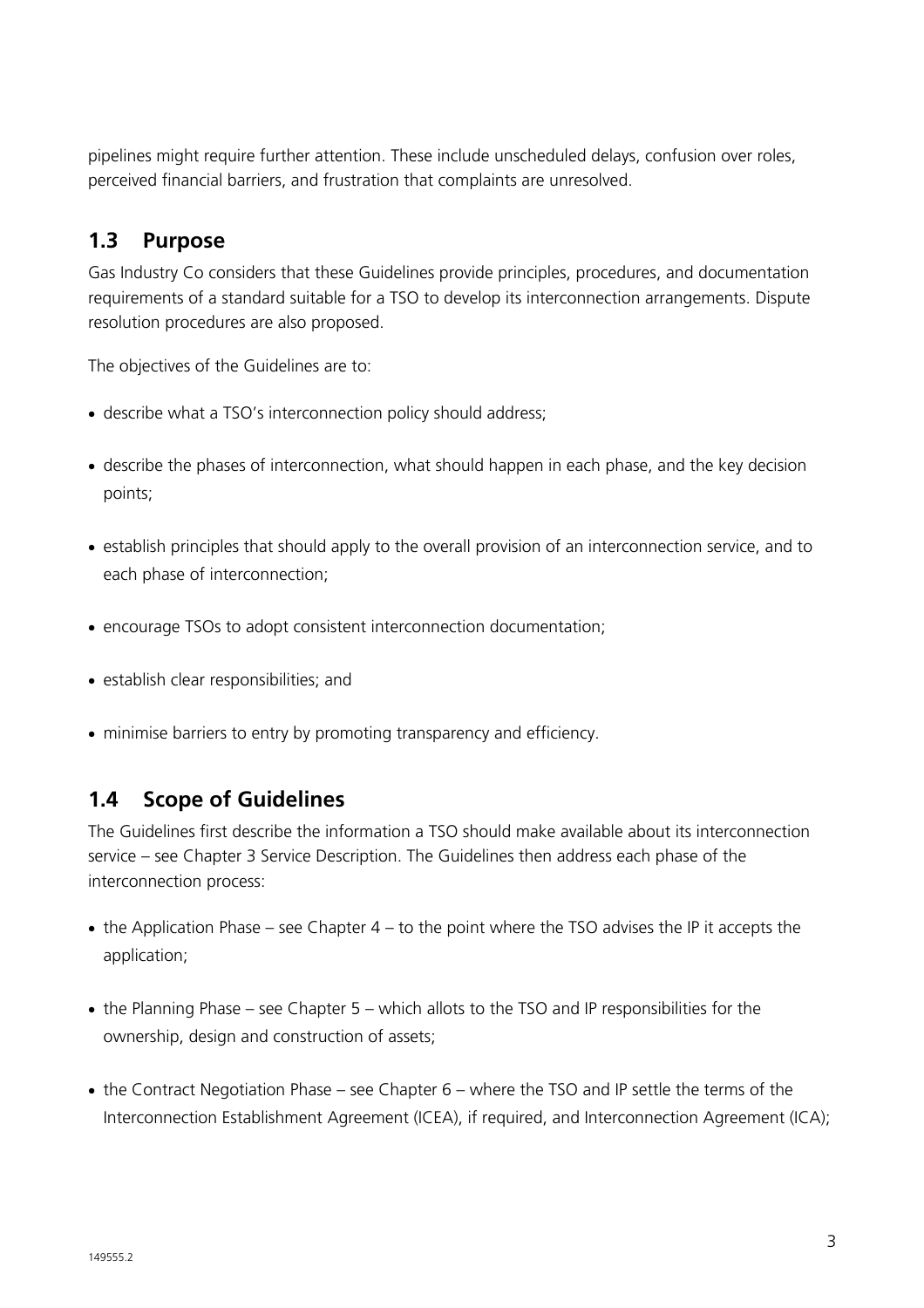pipelines might require further attention. These include unscheduled delays, confusion over roles, perceived financial barriers, and frustration that complaints are unresolved.

## 1.3 Purpose

Gas Industry Co considers that these Guidelines provide principles, procedures, and documentation requirements of a standard suitable for a TSO to develop its interconnection arrangements. Dispute resolution procedures are also proposed.

The objectives of the Guidelines are to:

- describe what a TSO's interconnection policy should address;
- describe the phases of interconnection, what should happen in each phase, and the key decision points;
- establish principles that should apply to the overall provision of an interconnection service, and to each phase of interconnection;
- encourage TSOs to adopt consistent interconnection documentation;
- establish clear responsibilities; and
- minimise barriers to entry by promoting transparency and efficiency.

## 1.4 Scope of Guidelines

The Guidelines first describe the information a TSO should make available about its interconnection service – see Chapter 3 Service Description. The Guidelines then address each phase of the interconnection process:

- the Application Phase – see Chapter 4 – to the point where the TSO advises the IP it accepts the application;
- the Planning Phase – see Chapter 5 – which allots to the TSO and IP responsibilities for the ownership, design and construction of assets;
- the Contract Negotiation Phase – see Chapter 6 – where the TSO and IP settle the terms of the Interconnection Establishment Agreement (ICEA), if required, and Interconnection Agreement (ICA);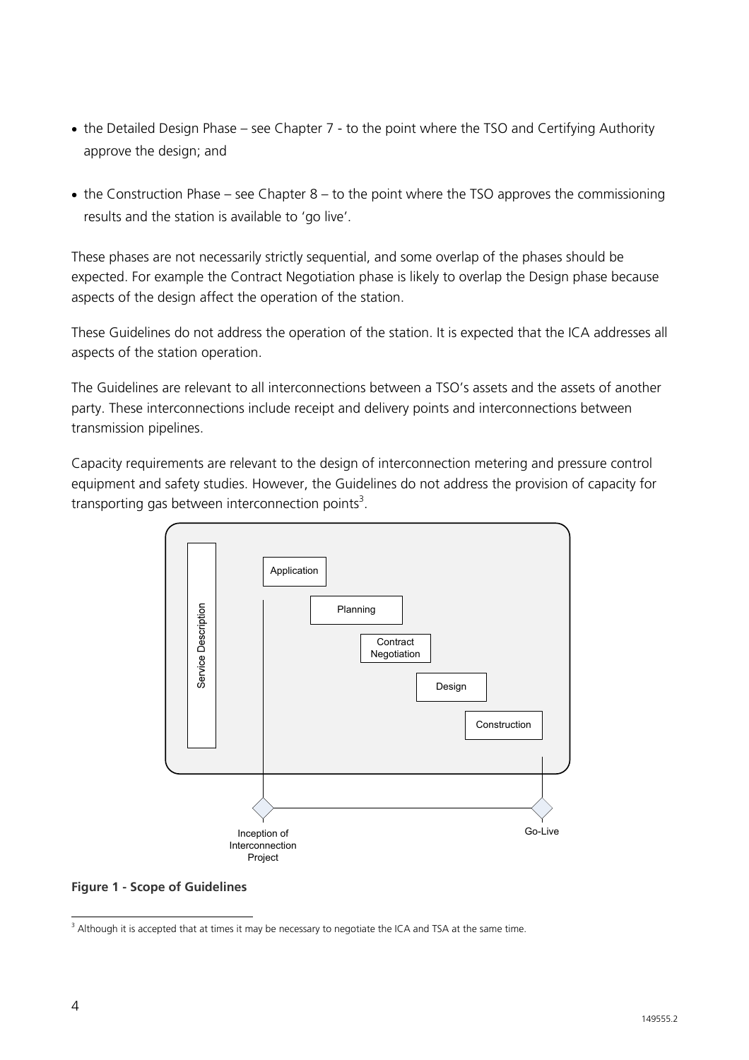- the Detailed Design Phase – see Chapter 7 - to the point where the TSO and Certifying Authority approve the design; and
- the Construction Phase – see Chapter 8 – to the point where the TSO approves the commissioning results and the station is available to 'go live'.

These phases are not necessarily strictly sequential, and some overlap of the phases should be expected. For example the Contract Negotiation phase is likely to overlap the Design phase because aspects of the design affect the operation of the station.

These Guidelines do not address the operation of the station. It is expected that the ICA addresses all aspects of the station operation.

The Guidelines are relevant to all interconnections between a TSO's assets and the assets of another party. These interconnections include receipt and delivery points and interconnections between transmission pipelines.

Capacity requirements are relevant to the design of interconnection metering and pressure control equipment and safety studies. However, the Guidelines do not address the provision of capacity for transporting gas between interconnection points[3].

Service Description

Application

Planning

Contract Negotiation

Design

Construction

Inception of Interconnection Project

Go-Live

**Figure 1 - Scope of Guidelines**

[3] Although it is accepted that at times it may be necessary to negotiate the ICA and TSA at the same time.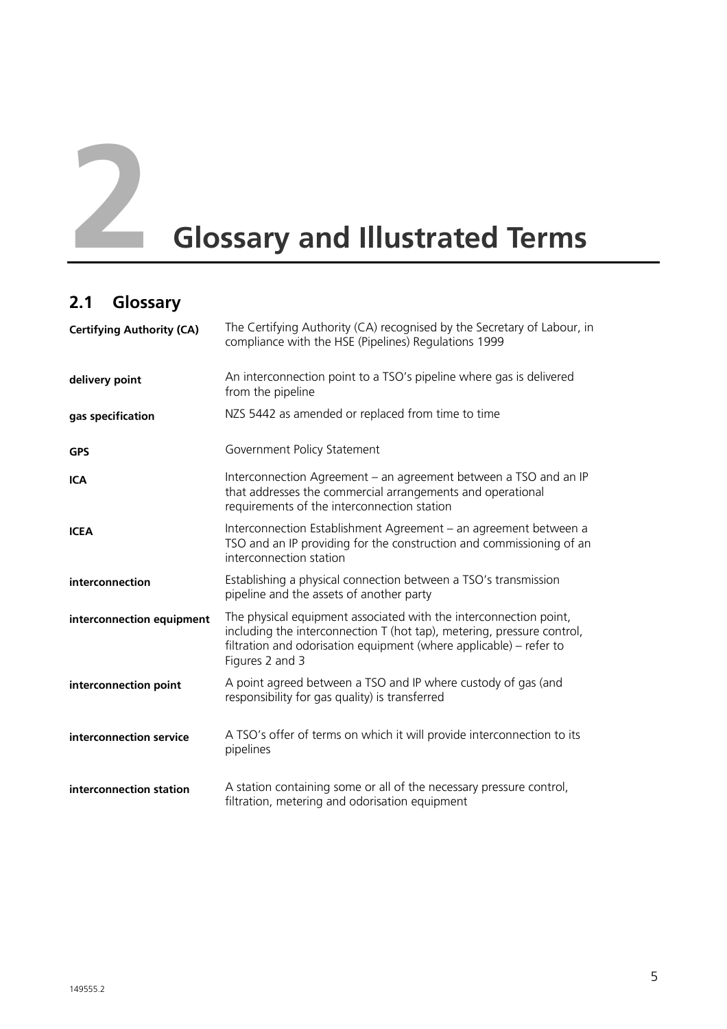# 2 Glossary and Illustrated Terms

## 2.1 Glossary

| | |
|---|---|
| **Certifying Authority (CA)** | The Certifying Authority (CA) recognised by the Secretary of Labour, in compliance with the HSE (Pipelines) Regulations 1999 |
| **delivery point** | An interconnection point to a TSO's pipeline where gas is delivered from the pipeline |
| **gas specification** | NZS 5442 as amended or replaced from time to time |
| **GPS** | Government Policy Statement |
| **ICA** | Interconnection Agreement – an agreement between a TSO and an IP that addresses the commercial arrangements and operational requirements of the interconnection station |
| **ICEA** | Interconnection Establishment Agreement – an agreement between a TSO and an IP providing for the construction and commissioning of an interconnection station |
| **interconnection** | Establishing a physical connection between a TSO's transmission pipeline and the assets of another party |
| **interconnection equipment** | The physical equipment associated with the interconnection point, including the interconnection T (hot tap), metering, pressure control, filtration and odorisation equipment (where applicable) – refer to Figures 2 and 3 |
| **interconnection point** | A point agreed between a TSO and IP where custody of gas (and responsibility for gas quality) is transferred |
| **interconnection service** | A TSO's offer of terms on which it will provide interconnection to its pipelines |
| **interconnection station** | A station containing some or all of the necessary pressure control, filtration, metering and odorisation equipment |

149555.2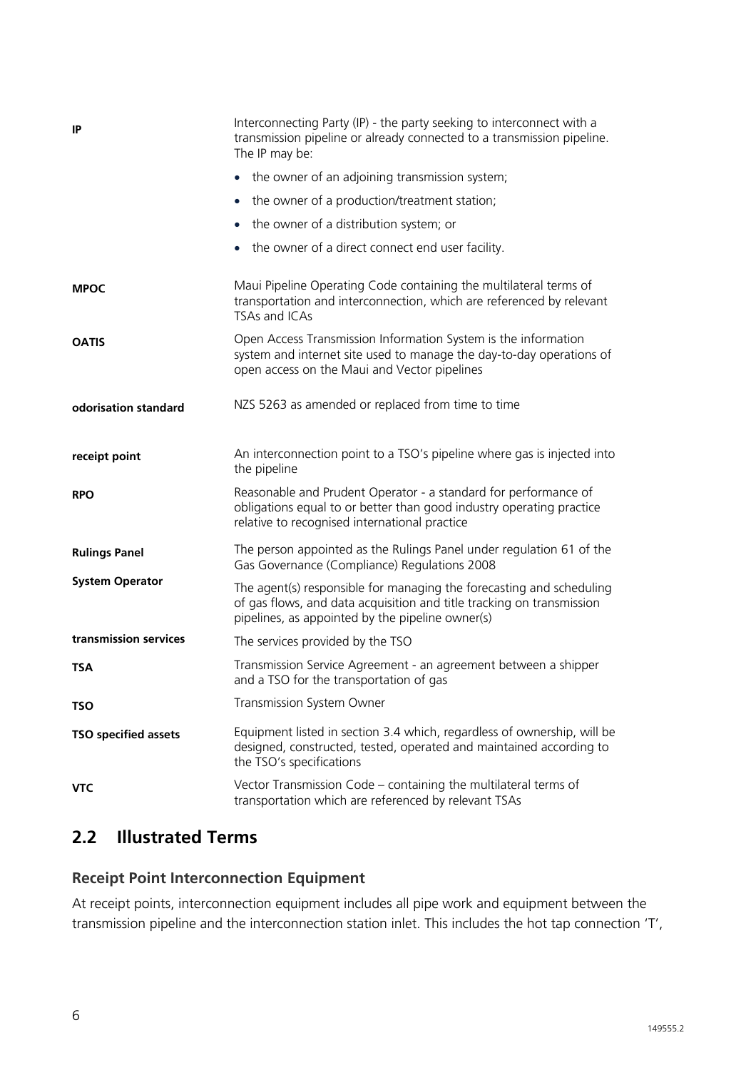| | |
|---|---|
| **IP** | Interconnecting Party (IP) - the party seeking to interconnect with a transmission pipeline or already connected to a transmission pipeline. The IP may be:<br>• the owner of an adjoining transmission system;<br>• the owner of a production/treatment station;<br>• the owner of a distribution system; or<br>• the owner of a direct connect end user facility. |
| **MPOC** | Maui Pipeline Operating Code containing the multilateral terms of transportation and interconnection, which are referenced by relevant TSAs and ICAs |
| **OATIS** | Open Access Transmission Information System is the information system and internet site used to manage the day-to-day operations of open access on the Maui and Vector pipelines |
| **odorisation standard** | NZS 5263 as amended or replaced from time to time |
| **receipt point** | An interconnection point to a TSO's pipeline where gas is injected into the pipeline |
| **RPO** | Reasonable and Prudent Operator - a standard for performance of obligations equal to or better than good industry operating practice relative to recognised international practice |
| **Rulings Panel** | The person appointed as the Rulings Panel under regulation 61 of the Gas Governance (Compliance) Regulations 2008 |
| **System Operator** | The agent(s) responsible for managing the forecasting and scheduling of gas flows, and data acquisition and title tracking on transmission pipelines, as appointed by the pipeline owner(s) |
| **transmission services** | The services provided by the TSO |
| **TSA** | Transmission Service Agreement - an agreement between a shipper and a TSO for the transportation of gas |
| **TSO** | Transmission System Owner |
| **TSO specified assets** | Equipment listed in section 3.4 which, regardless of ownership, will be designed, constructed, tested, operated and maintained according to the TSO's specifications |
| **VTC** | Vector Transmission Code – containing the multilateral terms of transportation which are referenced by relevant TSAs |

## 2.2 Illustrated Terms

### Receipt Point Interconnection Equipment

At receipt points, interconnection equipment includes all pipe work and equipment between the transmission pipeline and the interconnection station inlet. This includes the hot tap connection 'T',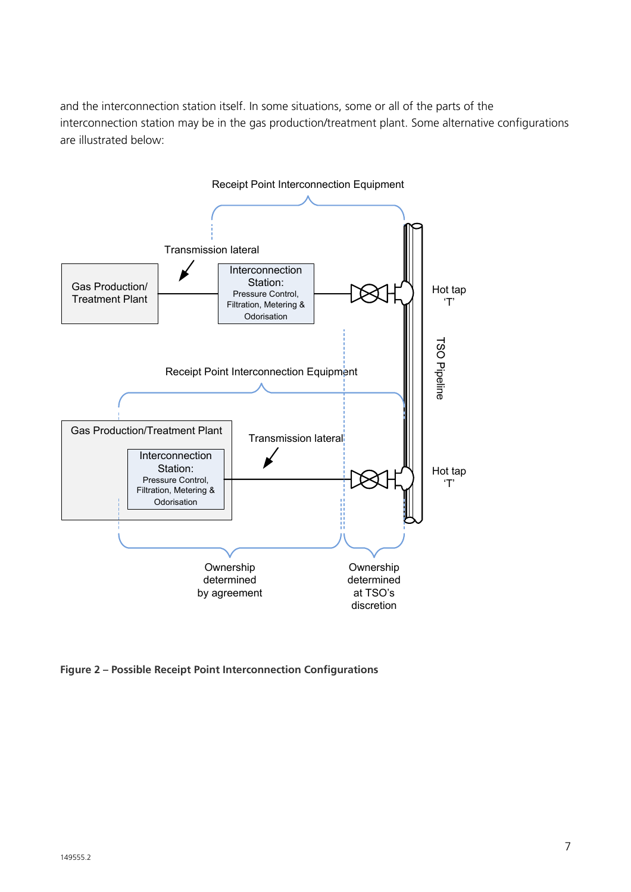and the interconnection station itself. In some situations, some or all of the parts of the interconnection station may be in the gas production/treatment plant. Some alternative configurations are illustrated below:

Receipt Point Interconnection Equipment

Transmission lateral

Gas Production/ Treatment Plant

Interconnection Station: Pressure Control, Filtration, Metering & Odorisation

Hot tap 'T'

TSO Pipeline

Receipt Point Interconnection Equipment

Gas Production/Treatment Plant

Interconnection Station: Pressure Control, Filtration, Metering & Odorisation

Transmission lateral

Hot tap 'T'

Ownership determined by agreement

Ownership determined at TSO's discretion

**Figure 2 – Possible Receipt Point Interconnection Configurations**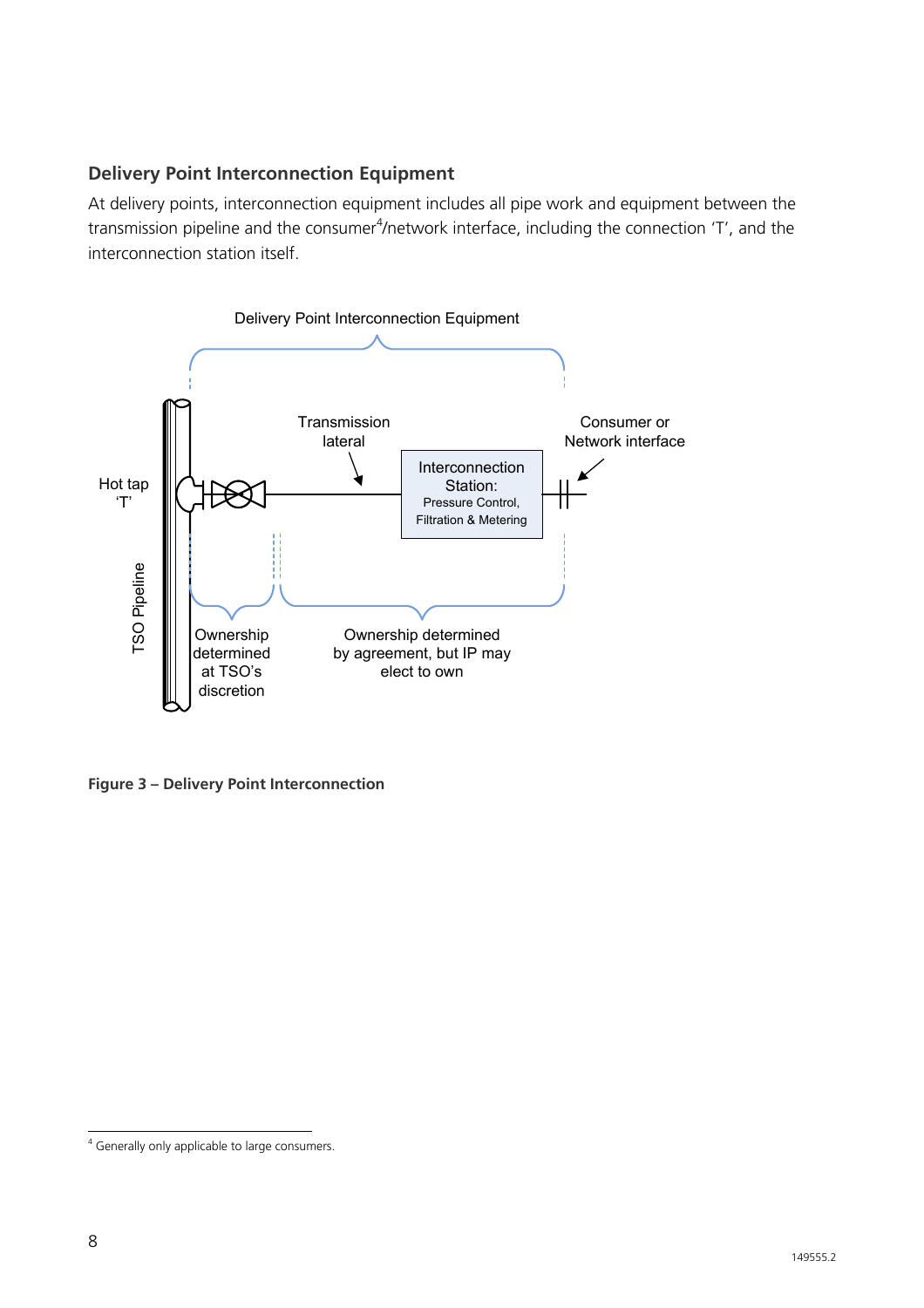### Delivery Point Interconnection Equipment

At delivery points, interconnection equipment includes all pipe work and equipment between the transmission pipeline and the consumer[4]/network interface, including the connection 'T', and the interconnection station itself.

**Figure 3 – Delivery Point Interconnection**

[4] Generally only applicable to large consumers.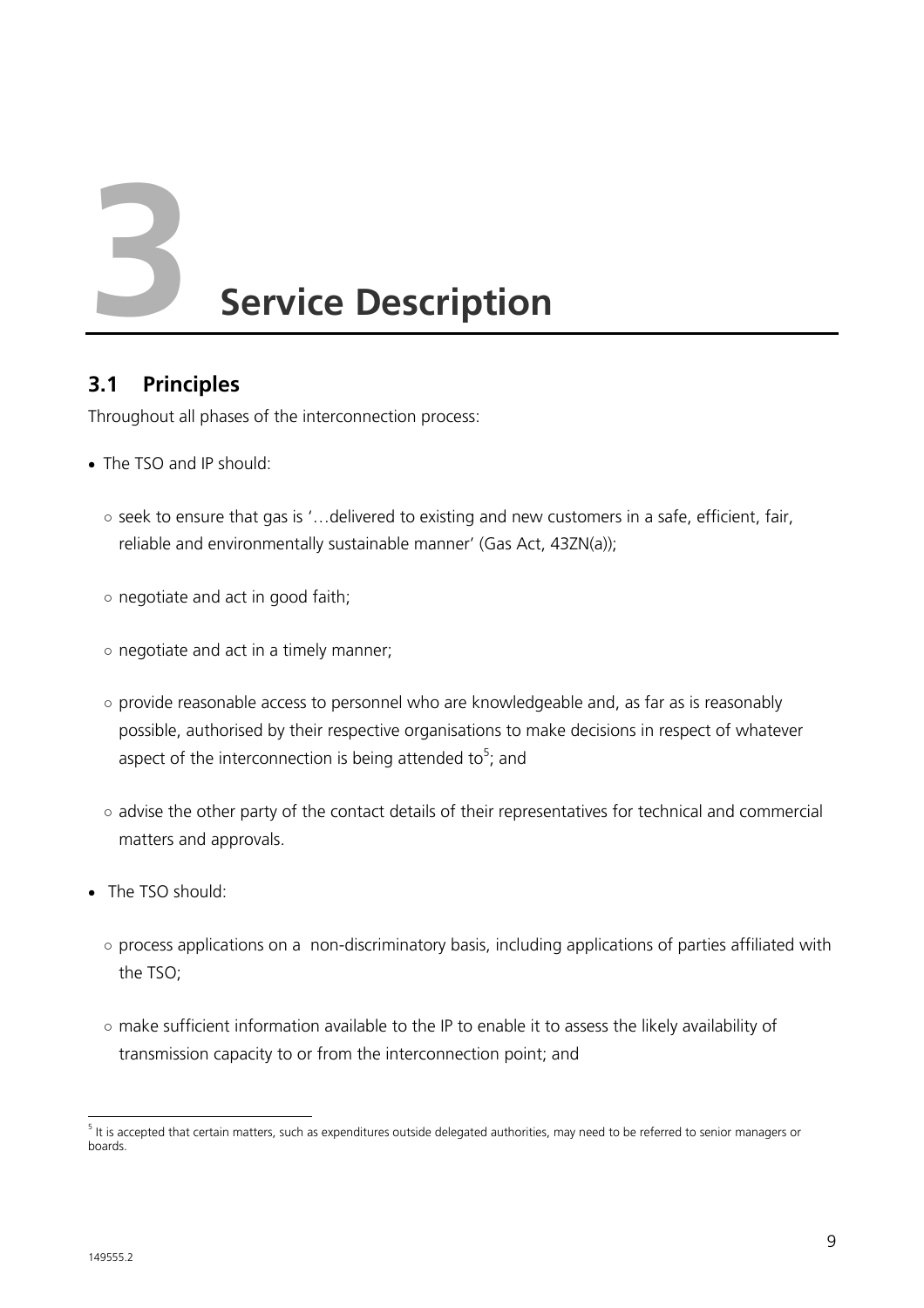# 3 Service Description

## 3.1 Principles

Throughout all phases of the interconnection process:

- The TSO and IP should:
  - seek to ensure that gas is '…delivered to existing and new customers in a safe, efficient, fair, reliable and environmentally sustainable manner' (Gas Act, 43ZN(a));
  - negotiate and act in good faith;
  - negotiate and act in a timely manner;
  - provide reasonable access to personnel who are knowledgeable and, as far as is reasonably possible, authorised by their respective organisations to make decisions in respect of whatever aspect of the interconnection is being attended to[5]; and
  - advise the other party of the contact details of their representatives for technical and commercial matters and approvals.
- The TSO should:
  - process applications on a non-discriminatory basis, including applications of parties affiliated with the TSO;
  - make sufficient information available to the IP to enable it to assess the likely availability of transmission capacity to or from the interconnection point; and

[5] It is accepted that certain matters, such as expenditures outside delegated authorities, may need to be referred to senior managers or boards.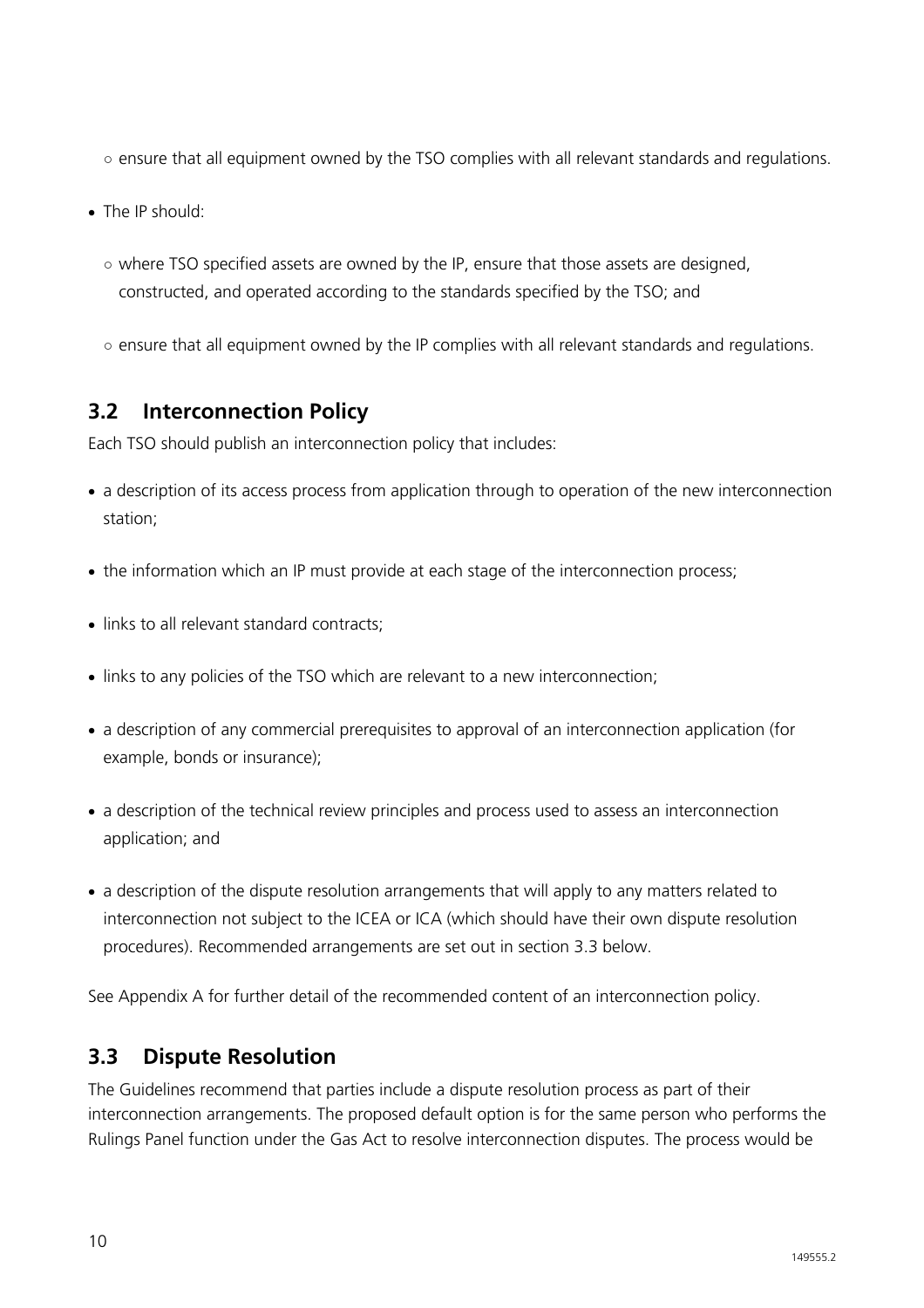- ensure that all equipment owned by the TSO complies with all relevant standards and regulations.

- The IP should:
   - where TSO specified assets are owned by the IP, ensure that those assets are designed, constructed, and operated according to the standards specified by the TSO; and
   - ensure that all equipment owned by the IP complies with all relevant standards and regulations.

## 3.2 Interconnection Policy

Each TSO should publish an interconnection policy that includes:

- a description of its access process from application through to operation of the new interconnection station;
- the information which an IP must provide at each stage of the interconnection process;
- links to all relevant standard contracts;
- links to any policies of the TSO which are relevant to a new interconnection;
- a description of any commercial prerequisites to approval of an interconnection application (for example, bonds or insurance);
- a description of the technical review principles and process used to assess an interconnection application; and
- a description of the dispute resolution arrangements that will apply to any matters related to interconnection not subject to the ICEA or ICA (which should have their own dispute resolution procedures). Recommended arrangements are set out in section 3.3 below.

See Appendix A for further detail of the recommended content of an interconnection policy.

## 3.3 Dispute Resolution

The Guidelines recommend that parties include a dispute resolution process as part of their interconnection arrangements. The proposed default option is for the same person who performs the Rulings Panel function under the Gas Act to resolve interconnection disputes. The process would be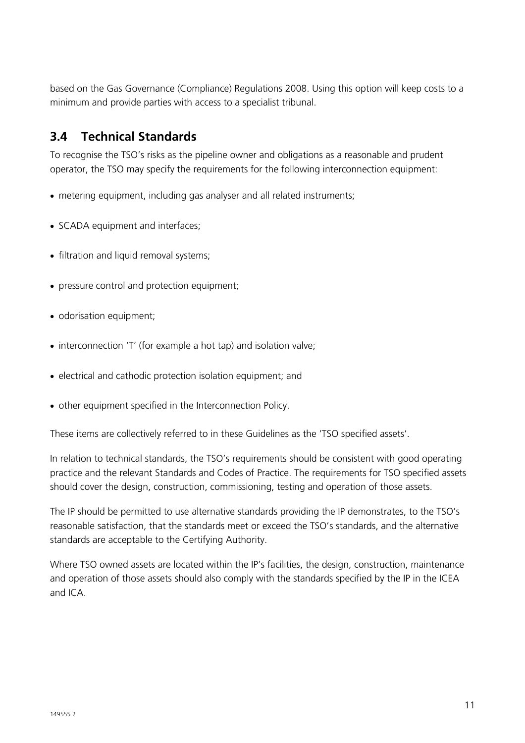based on the Gas Governance (Compliance) Regulations 2008. Using this option will keep costs to a minimum and provide parties with access to a specialist tribunal.

## 3.4 Technical Standards

To recognise the TSO's risks as the pipeline owner and obligations as a reasonable and prudent operator, the TSO may specify the requirements for the following interconnection equipment:

- metering equipment, including gas analyser and all related instruments;
- SCADA equipment and interfaces;
- filtration and liquid removal systems;
- pressure control and protection equipment;
- odorisation equipment;
- interconnection 'T' (for example a hot tap) and isolation valve;
- electrical and cathodic protection isolation equipment; and
- other equipment specified in the Interconnection Policy.

These items are collectively referred to in these Guidelines as the 'TSO specified assets'.

In relation to technical standards, the TSO's requirements should be consistent with good operating practice and the relevant Standards and Codes of Practice. The requirements for TSO specified assets should cover the design, construction, commissioning, testing and operation of those assets.

The IP should be permitted to use alternative standards providing the IP demonstrates, to the TSO's reasonable satisfaction, that the standards meet or exceed the TSO's standards, and the alternative standards are acceptable to the Certifying Authority.

Where TSO owned assets are located within the IP's facilities, the design, construction, maintenance and operation of those assets should also comply with the standards specified by the IP in the ICEA and ICA.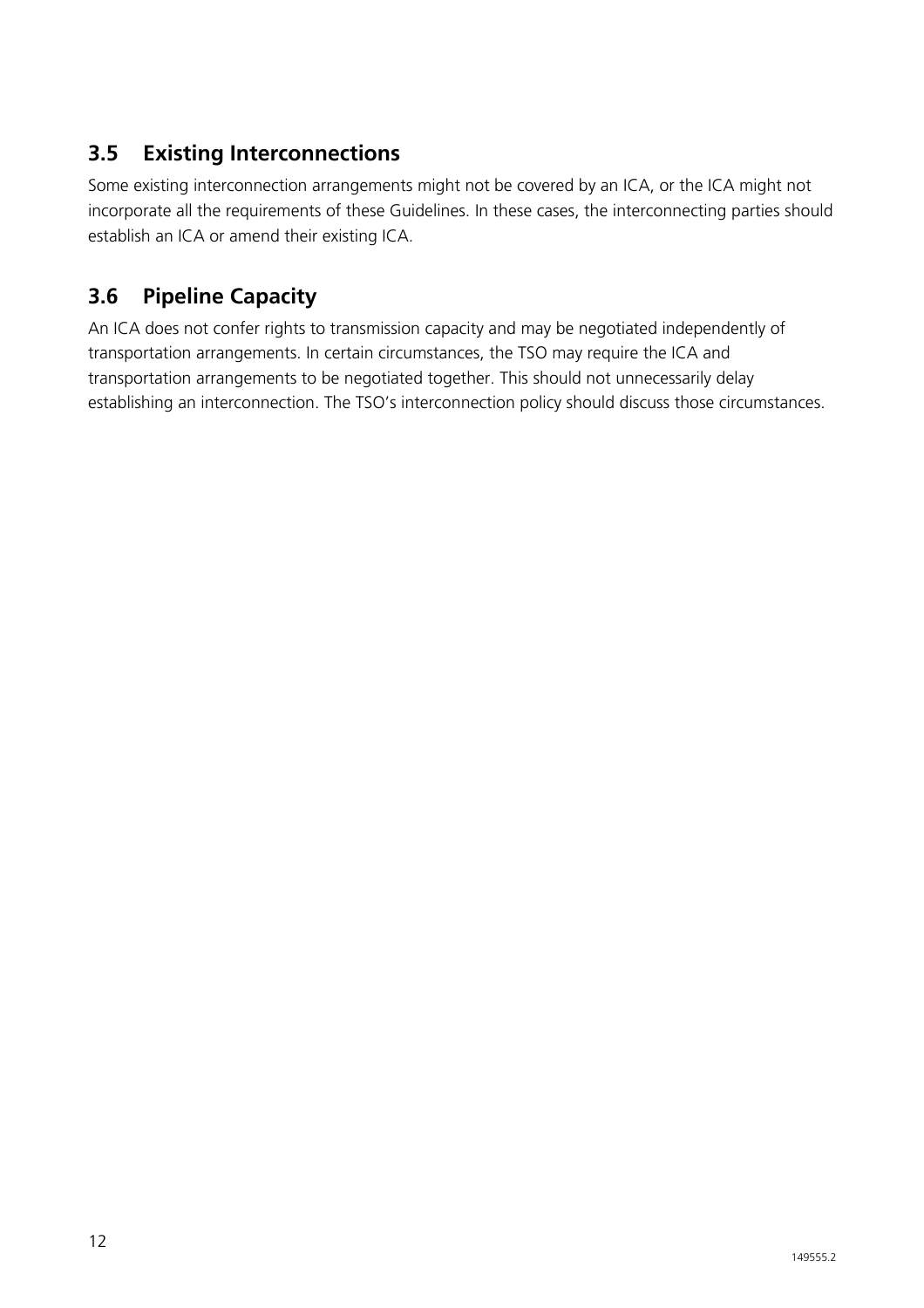## 3.5 Existing Interconnections

Some existing interconnection arrangements might not be covered by an ICA, or the ICA might not incorporate all the requirements of these Guidelines. In these cases, the interconnecting parties should establish an ICA or amend their existing ICA.

## 3.6 Pipeline Capacity

An ICA does not confer rights to transmission capacity and may be negotiated independently of transportation arrangements. In certain circumstances, the TSO may require the ICA and transportation arrangements to be negotiated together. This should not unnecessarily delay establishing an interconnection. The TSO's interconnection policy should discuss those circumstances.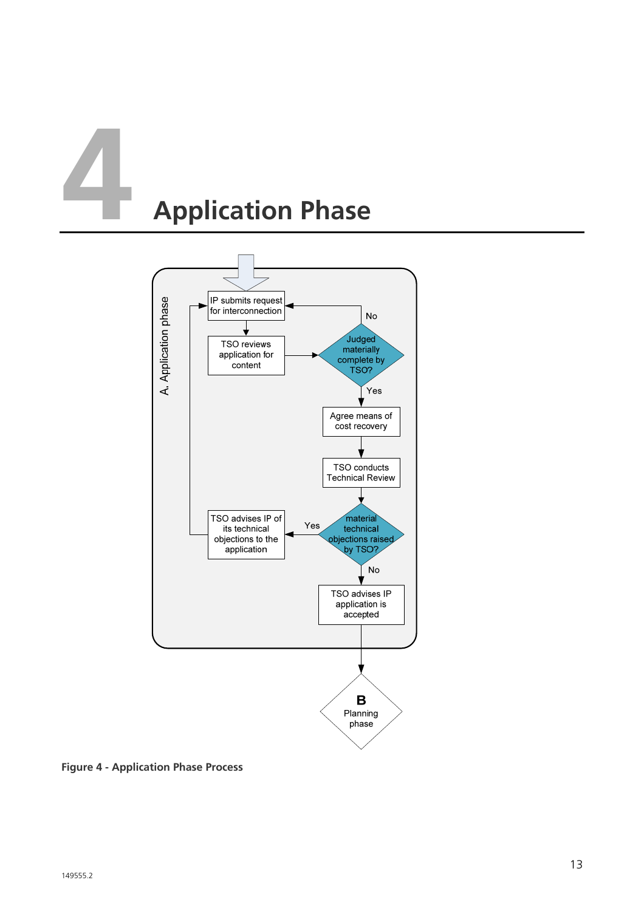# 4 Application Phase

A. Application phase

IP submits request for interconnection

TSO reviews application for content

Judged materially complete by TSO?

No

Yes

Agree means of cost recovery

TSO conducts Technical Review

material technical objections raised by TSO?

Yes

TSO advises IP of its technical objections to the application

No

TSO advises IP application is accepted

B Planning phase

**Figure 4 - Application Phase Process**

149555.2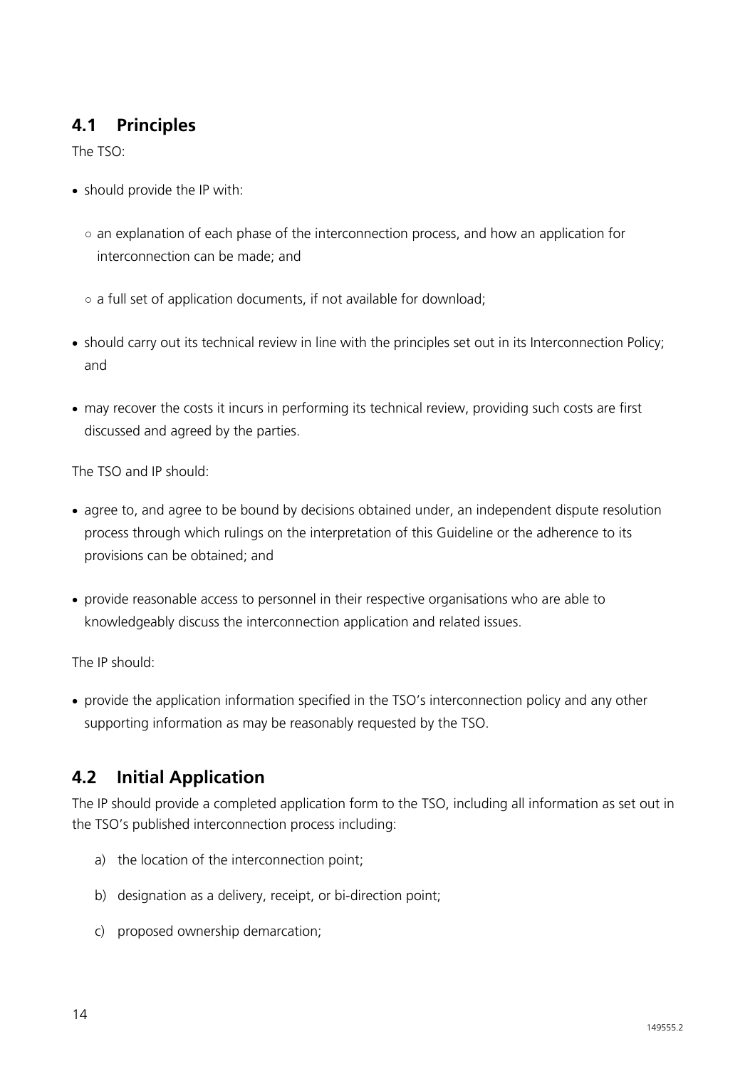## 4.1 Principles

The TSO:

- should provide the IP with:
  - an explanation of each phase of the interconnection process, and how an application for interconnection can be made; and
  - a full set of application documents, if not available for download;
- should carry out its technical review in line with the principles set out in its Interconnection Policy; and
- may recover the costs it incurs in performing its technical review, providing such costs are first discussed and agreed by the parties.

The TSO and IP should:

- agree to, and agree to be bound by decisions obtained under, an independent dispute resolution process through which rulings on the interpretation of this Guideline or the adherence to its provisions can be obtained; and
- provide reasonable access to personnel in their respective organisations who are able to knowledgeably discuss the interconnection application and related issues.

The IP should:

- provide the application information specified in the TSO's interconnection policy and any other supporting information as may be reasonably requested by the TSO.

## 4.2 Initial Application

The IP should provide a completed application form to the TSO, including all information as set out in the TSO's published interconnection process including:

a) the location of the interconnection point;

b) designation as a delivery, receipt, or bi-direction point;

c) proposed ownership demarcation;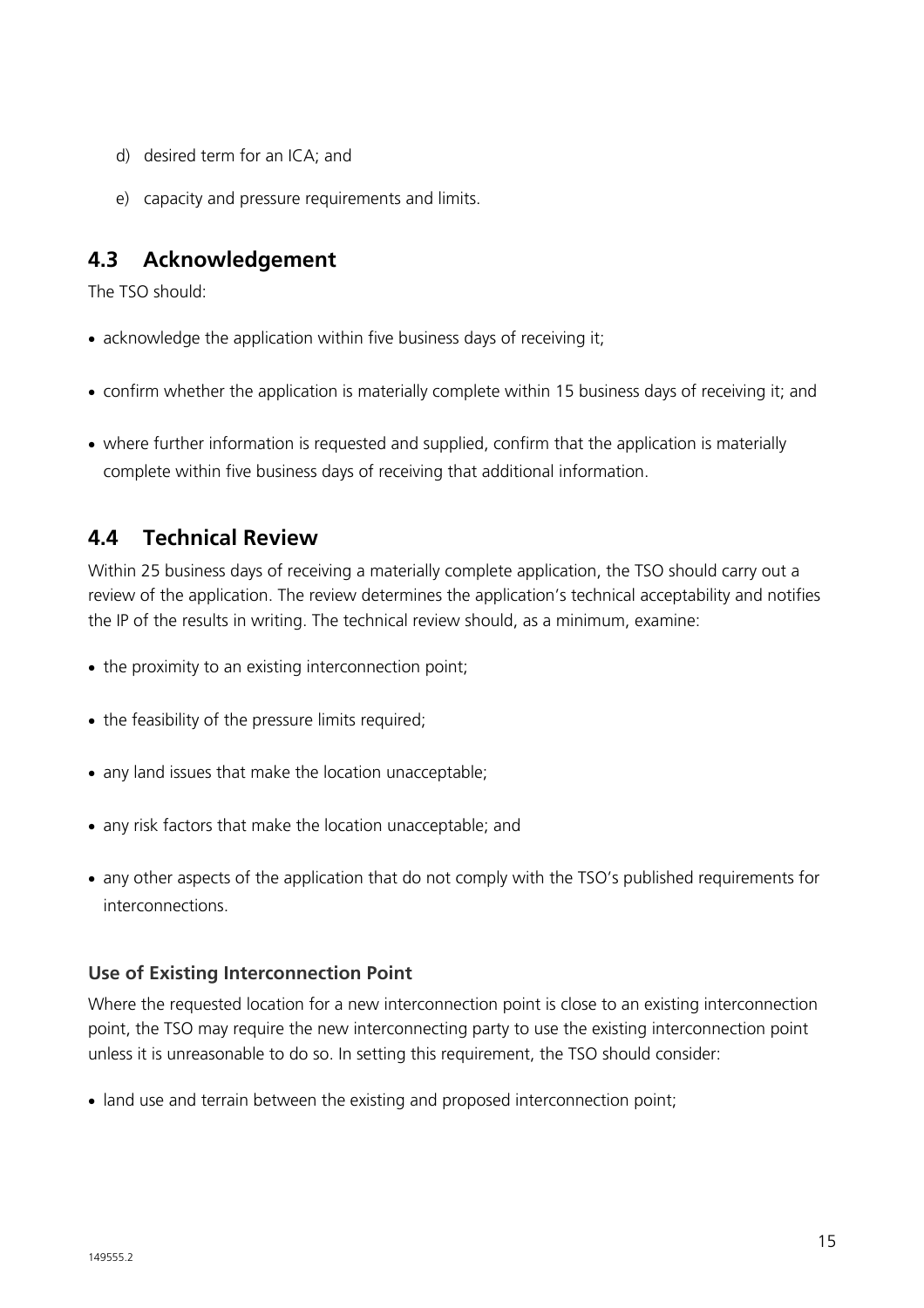d) desired term for an ICA; and

e) capacity and pressure requirements and limits.

## 4.3 Acknowledgement

The TSO should:

- acknowledge the application within five business days of receiving it;
- confirm whether the application is materially complete within 15 business days of receiving it; and
- where further information is requested and supplied, confirm that the application is materially complete within five business days of receiving that additional information.

## 4.4 Technical Review

Within 25 business days of receiving a materially complete application, the TSO should carry out a review of the application. The review determines the application's technical acceptability and notifies the IP of the results in writing. The technical review should, as a minimum, examine:

- the proximity to an existing interconnection point;
- the feasibility of the pressure limits required;
- any land issues that make the location unacceptable;
- any risk factors that make the location unacceptable; and
- any other aspects of the application that do not comply with the TSO's published requirements for interconnections.

### Use of Existing Interconnection Point

Where the requested location for a new interconnection point is close to an existing interconnection point, the TSO may require the new interconnecting party to use the existing interconnection point unless it is unreasonable to do so. In setting this requirement, the TSO should consider:

- land use and terrain between the existing and proposed interconnection point;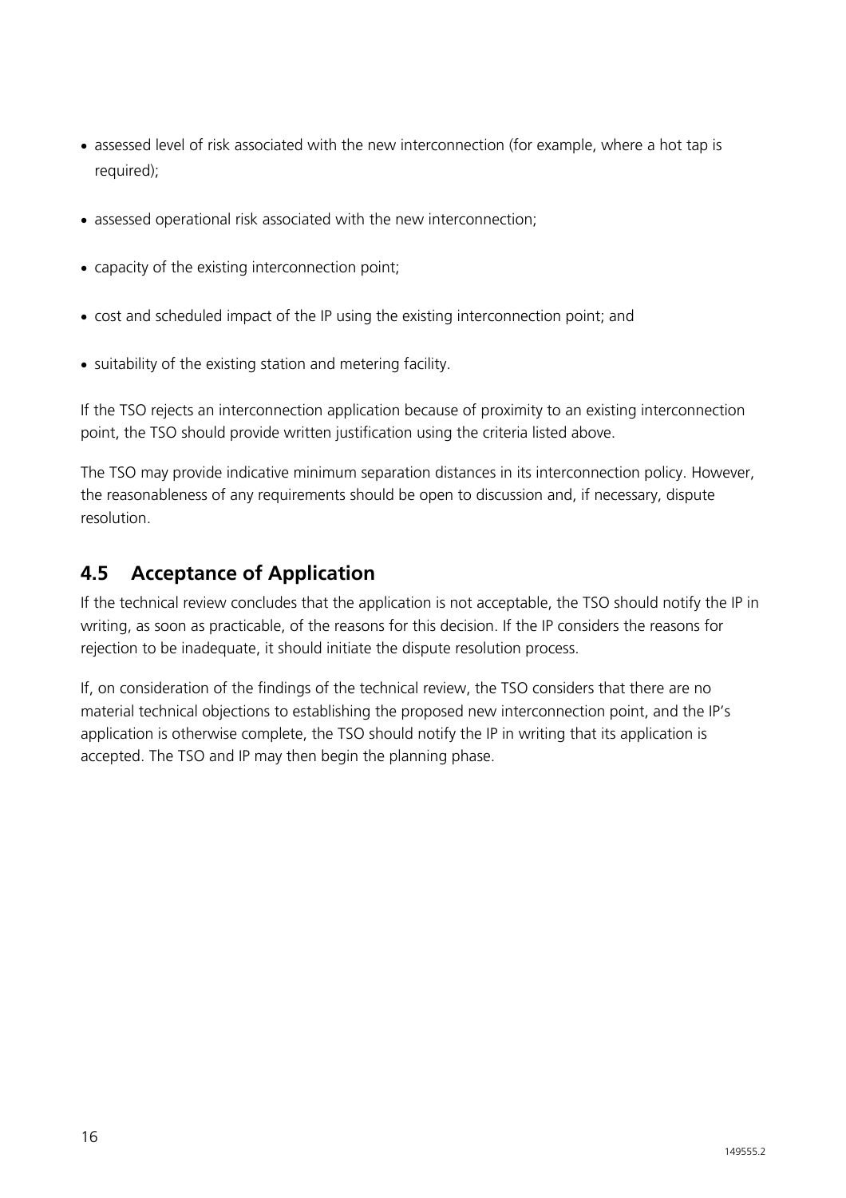- assessed level of risk associated with the new interconnection (for example, where a hot tap is required);
- assessed operational risk associated with the new interconnection;
- capacity of the existing interconnection point;
- cost and scheduled impact of the IP using the existing interconnection point; and
- suitability of the existing station and metering facility.

If the TSO rejects an interconnection application because of proximity to an existing interconnection point, the TSO should provide written justification using the criteria listed above.

The TSO may provide indicative minimum separation distances in its interconnection policy. However, the reasonableness of any requirements should be open to discussion and, if necessary, dispute resolution.

## 4.5 Acceptance of Application

If the technical review concludes that the application is not acceptable, the TSO should notify the IP in writing, as soon as practicable, of the reasons for this decision. If the IP considers the reasons for rejection to be inadequate, it should initiate the dispute resolution process.

If, on consideration of the findings of the technical review, the TSO considers that there are no material technical objections to establishing the proposed new interconnection point, and the IP's application is otherwise complete, the TSO should notify the IP in writing that its application is accepted. The TSO and IP may then begin the planning phase.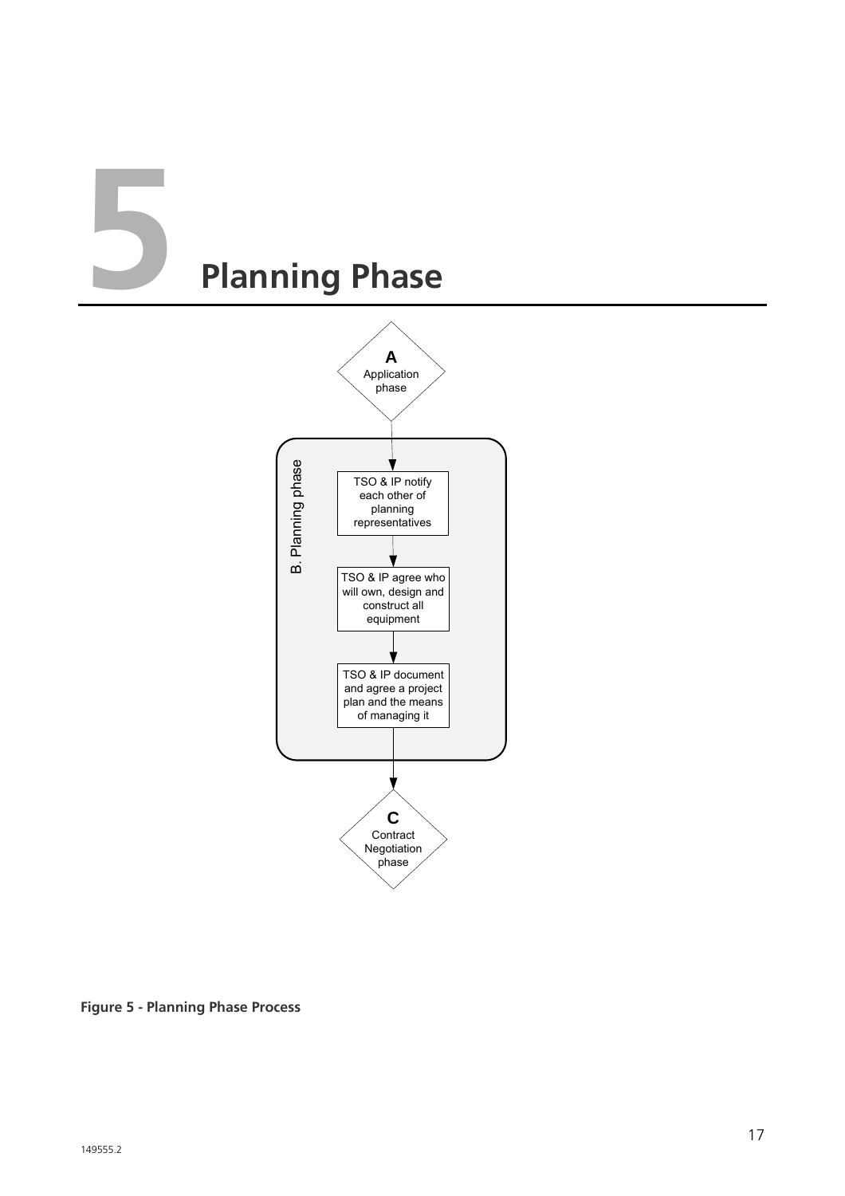# 5 Planning Phase

A
Application phase

B. Planning phase

TSO & IP notify each other of planning representatives

TSO & IP agree who will own, design and construct all equipment

TSO & IP document and agree a project plan and the means of managing it

C
Contract Negotiation phase

**Figure 5 - Planning Phase Process**

149555.2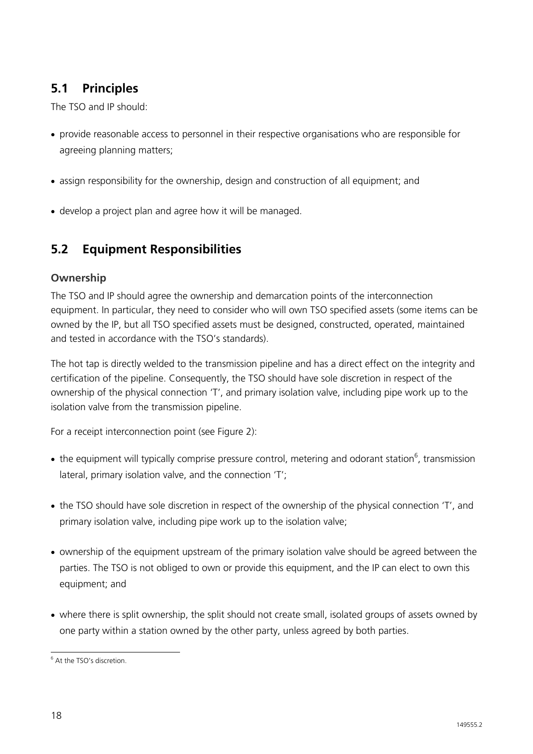## 5.1 Principles

The TSO and IP should:

- provide reasonable access to personnel in their respective organisations who are responsible for agreeing planning matters;
- assign responsibility for the ownership, design and construction of all equipment; and
- develop a project plan and agree how it will be managed.

## 5.2 Equipment Responsibilities

### Ownership

The TSO and IP should agree the ownership and demarcation points of the interconnection equipment. In particular, they need to consider who will own TSO specified assets (some items can be owned by the IP, but all TSO specified assets must be designed, constructed, operated, maintained and tested in accordance with the TSO's standards).

The hot tap is directly welded to the transmission pipeline and has a direct effect on the integrity and certification of the pipeline. Consequently, the TSO should have sole discretion in respect of the ownership of the physical connection 'T', and primary isolation valve, including pipe work up to the isolation valve from the transmission pipeline.

For a receipt interconnection point (see Figure 2):

- the equipment will typically comprise pressure control, metering and odorant station[6], transmission lateral, primary isolation valve, and the connection 'T';
- the TSO should have sole discretion in respect of the ownership of the physical connection 'T', and primary isolation valve, including pipe work up to the isolation valve;
- ownership of the equipment upstream of the primary isolation valve should be agreed between the parties. The TSO is not obliged to own or provide this equipment, and the IP can elect to own this equipment; and
- where there is split ownership, the split should not create small, isolated groups of assets owned by one party within a station owned by the other party, unless agreed by both parties.

[6] At the TSO's discretion.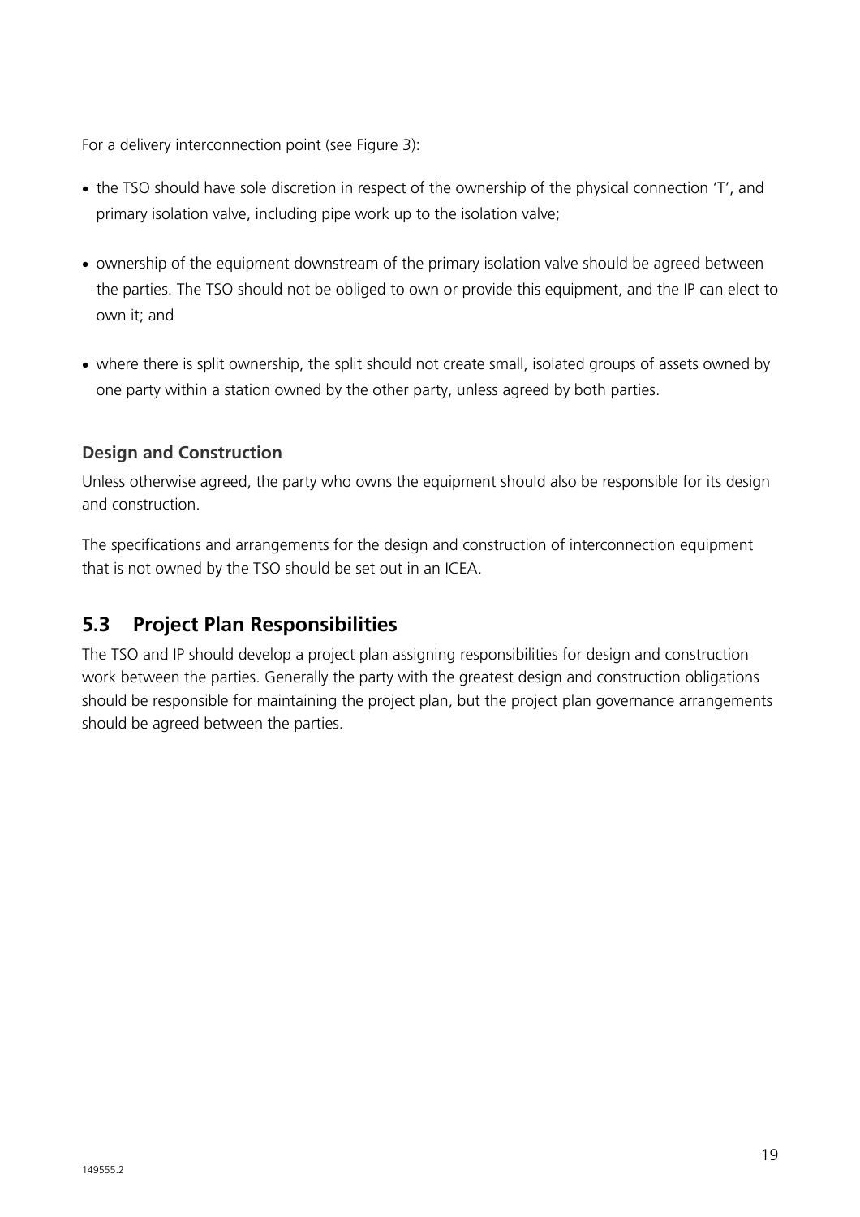For a delivery interconnection point (see Figure 3):

- the TSO should have sole discretion in respect of the ownership of the physical connection 'T', and primary isolation valve, including pipe work up to the isolation valve;
- ownership of the equipment downstream of the primary isolation valve should be agreed between the parties. The TSO should not be obliged to own or provide this equipment, and the IP can elect to own it; and
- where there is split ownership, the split should not create small, isolated groups of assets owned by one party within a station owned by the other party, unless agreed by both parties.

### Design and Construction

Unless otherwise agreed, the party who owns the equipment should also be responsible for its design and construction.

The specifications and arrangements for the design and construction of interconnection equipment that is not owned by the TSO should be set out in an ICEA.

## 5.3 Project Plan Responsibilities

The TSO and IP should develop a project plan assigning responsibilities for design and construction work between the parties. Generally the party with the greatest design and construction obligations should be responsible for maintaining the project plan, but the project plan governance arrangements should be agreed between the parties.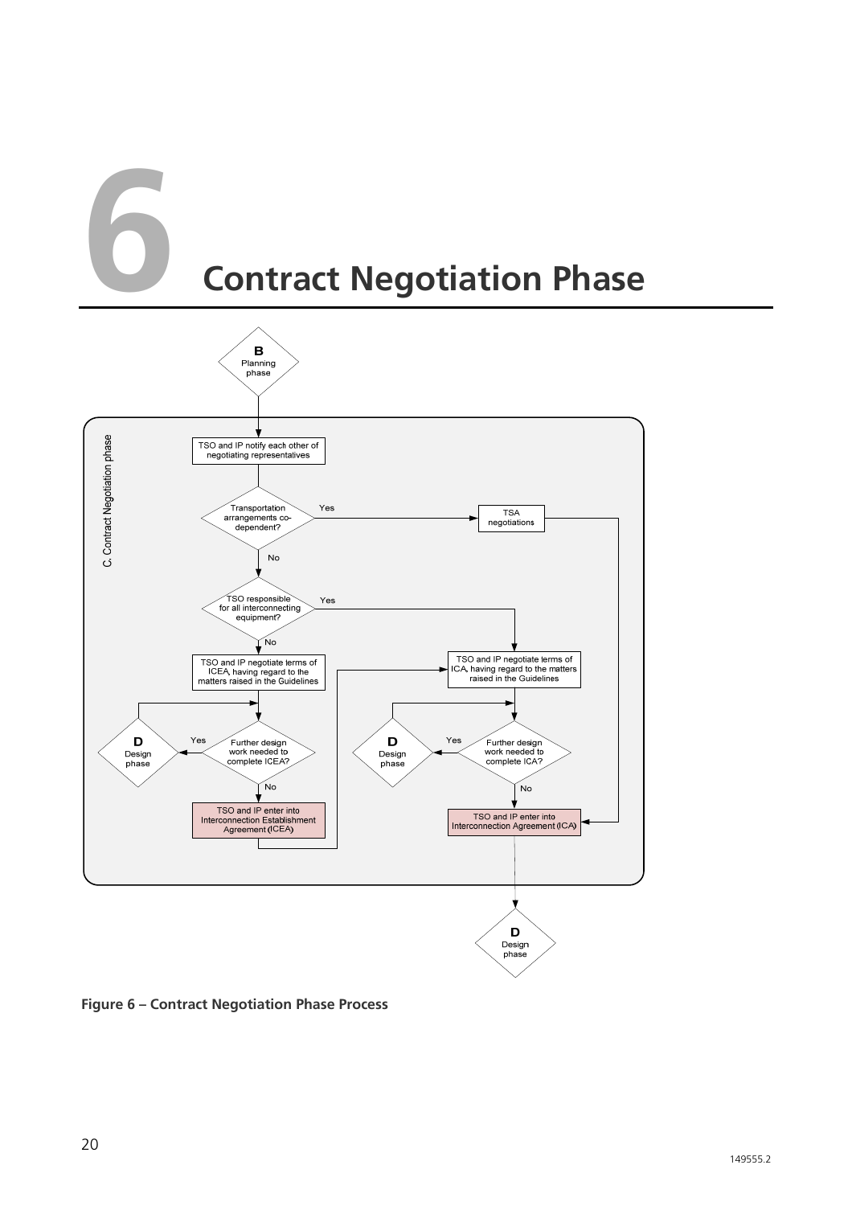# 6 Contract Negotiation Phase

B
Planning phase

C. Contract Negotiation phase

TSO and IP notify each other of negotiating representatives

Transportation arrangements co-dependent?

Yes

TSA negotiations

No

TSO responsible for all interconnecting equipment?

Yes

No

TSO and IP negotiate terms of ICEA, having regard to the matters raised in the Guidelines

TSO and IP negotiate terms of ICA, having regard to the matters raised in the Guidelines

D
Design phase

Yes

Further design work needed to complete ICEA?

No

TSO and IP enter into Interconnection Establishment Agreement (ICEA)

D
Design phase

Yes

Further design work needed to complete ICA?

No

TSO and IP enter into Interconnection Agreement (ICA)

D
Design phase

**Figure 6 – Contract Negotiation Phase Process**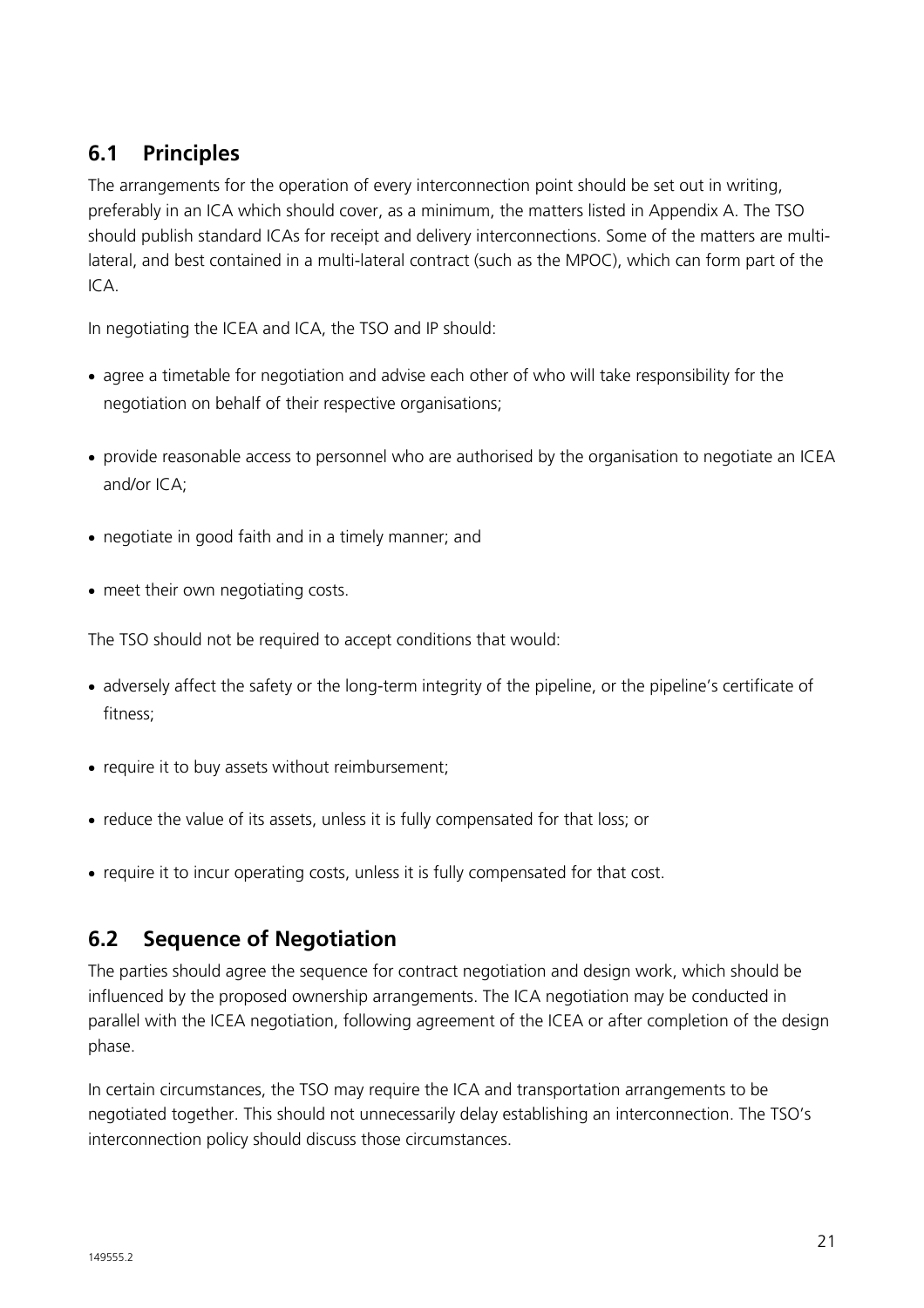## 6.1 Principles

The arrangements for the operation of every interconnection point should be set out in writing, preferably in an ICA which should cover, as a minimum, the matters listed in Appendix A. The TSO should publish standard ICAs for receipt and delivery interconnections. Some of the matters are multi-lateral, and best contained in a multi-lateral contract (such as the MPOC), which can form part of the ICA.

In negotiating the ICEA and ICA, the TSO and IP should:

- agree a timetable for negotiation and advise each other of who will take responsibility for the negotiation on behalf of their respective organisations;
- provide reasonable access to personnel who are authorised by the organisation to negotiate an ICEA and/or ICA;
- negotiate in good faith and in a timely manner; and
- meet their own negotiating costs.

The TSO should not be required to accept conditions that would:

- adversely affect the safety or the long-term integrity of the pipeline, or the pipeline's certificate of fitness;
- require it to buy assets without reimbursement;
- reduce the value of its assets, unless it is fully compensated for that loss; or
- require it to incur operating costs, unless it is fully compensated for that cost.

## 6.2 Sequence of Negotiation

The parties should agree the sequence for contract negotiation and design work, which should be influenced by the proposed ownership arrangements. The ICA negotiation may be conducted in parallel with the ICEA negotiation, following agreement of the ICEA or after completion of the design phase.

In certain circumstances, the TSO may require the ICA and transportation arrangements to be negotiated together. This should not unnecessarily delay establishing an interconnection. The TSO's interconnection policy should discuss those circumstances.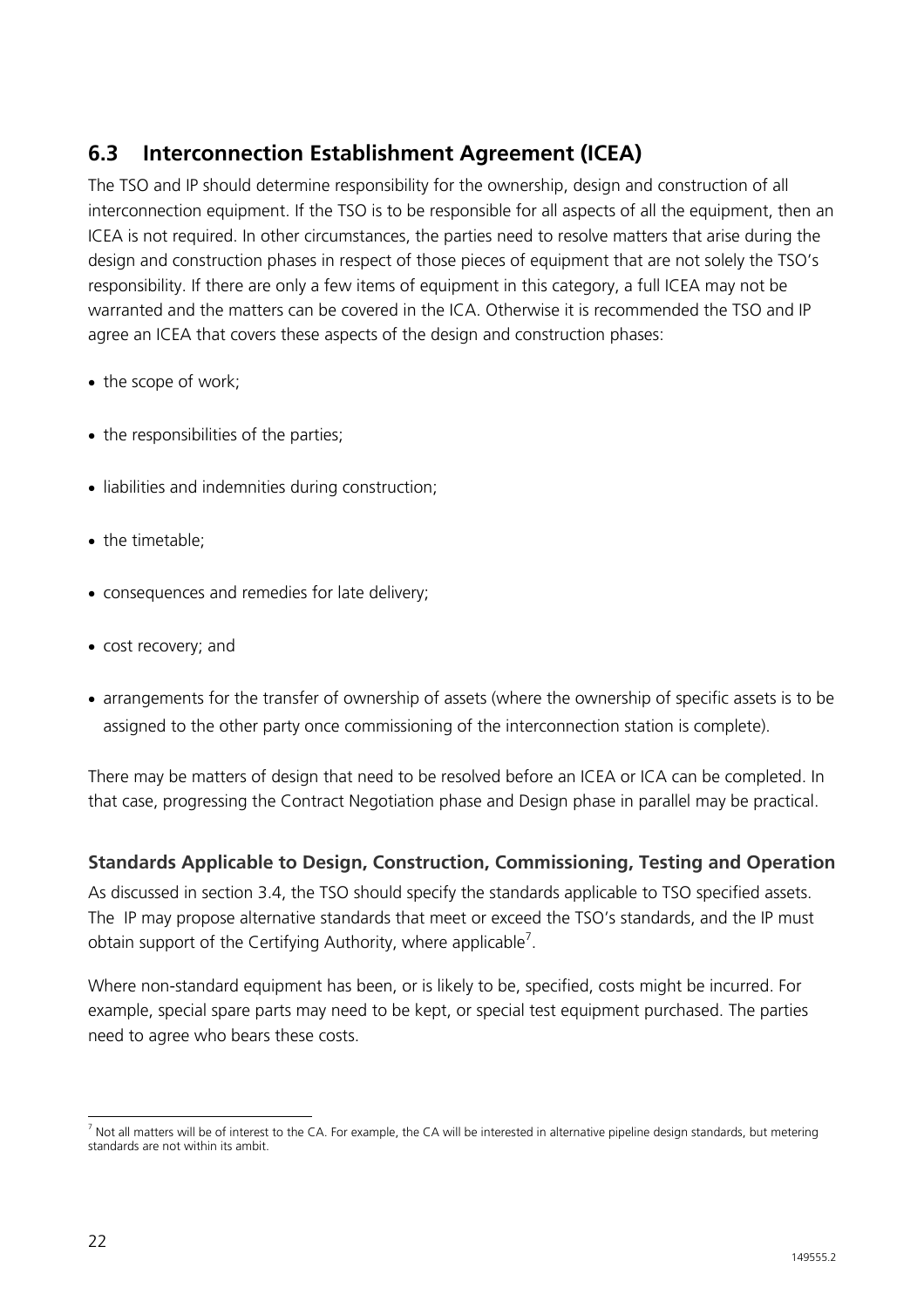## 6.3 Interconnection Establishment Agreement (ICEA)

The TSO and IP should determine responsibility for the ownership, design and construction of all interconnection equipment. If the TSO is to be responsible for all aspects of all the equipment, then an ICEA is not required. In other circumstances, the parties need to resolve matters that arise during the design and construction phases in respect of those pieces of equipment that are not solely the TSO's responsibility. If there are only a few items of equipment in this category, a full ICEA may not be warranted and the matters can be covered in the ICA. Otherwise it is recommended the TSO and IP agree an ICEA that covers these aspects of the design and construction phases:

- the scope of work;
- the responsibilities of the parties;
- liabilities and indemnities during construction;
- the timetable;
- consequences and remedies for late delivery;
- cost recovery; and
- arrangements for the transfer of ownership of assets (where the ownership of specific assets is to be assigned to the other party once commissioning of the interconnection station is complete).

There may be matters of design that need to be resolved before an ICEA or ICA can be completed. In that case, progressing the Contract Negotiation phase and Design phase in parallel may be practical.

### Standards Applicable to Design, Construction, Commissioning, Testing and Operation

As discussed in section 3.4, the TSO should specify the standards applicable to TSO specified assets. The IP may propose alternative standards that meet or exceed the TSO's standards, and the IP must obtain support of the Certifying Authority, where applicable[7].

Where non-standard equipment has been, or is likely to be, specified, costs might be incurred. For example, special spare parts may need to be kept, or special test equipment purchased. The parties need to agree who bears these costs.

[7] Not all matters will be of interest to the CA. For example, the CA will be interested in alternative pipeline design standards, but metering standards are not within its ambit.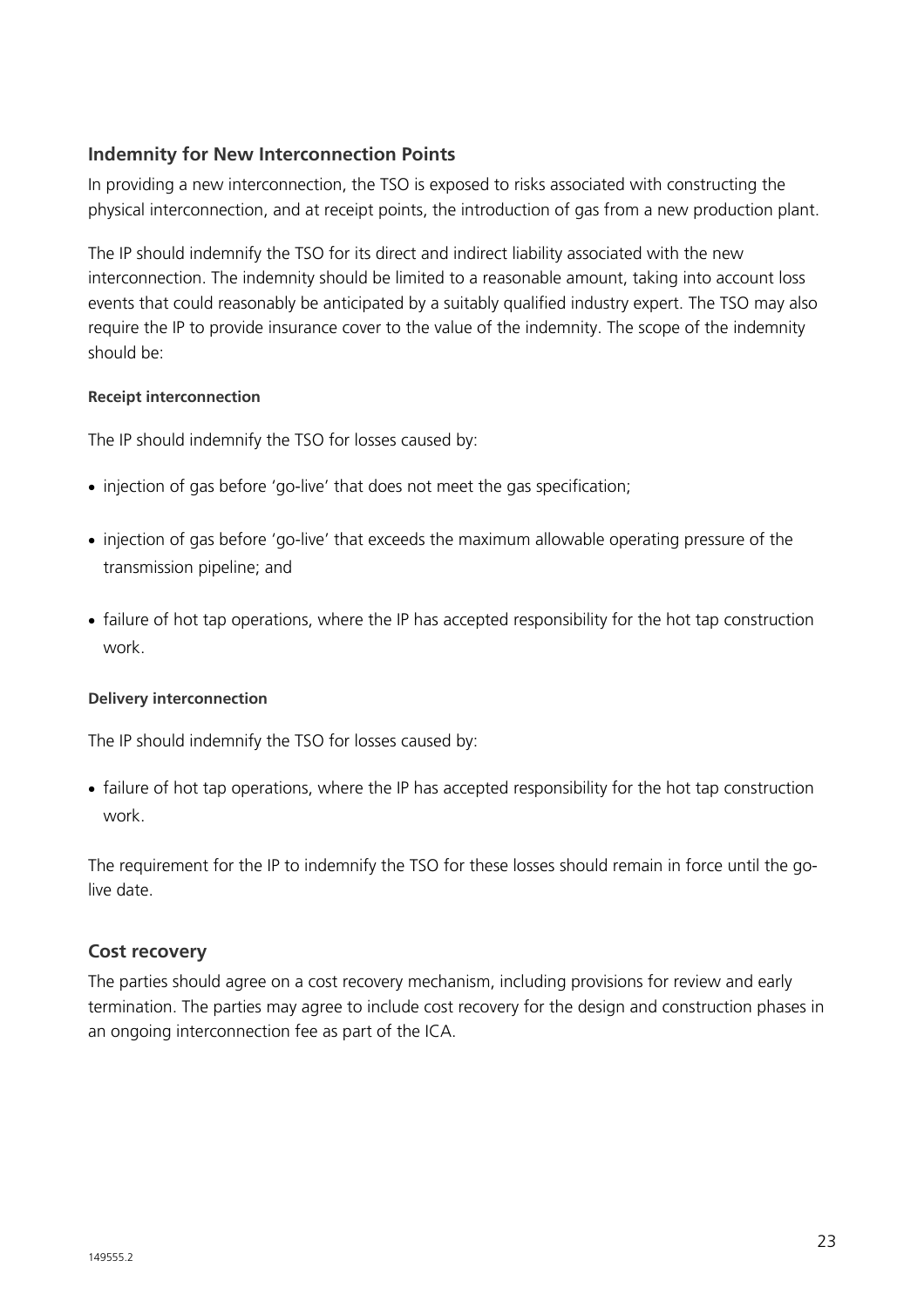## Indemnity for New Interconnection Points

In providing a new interconnection, the TSO is exposed to risks associated with constructing the physical interconnection, and at receipt points, the introduction of gas from a new production plant.

The IP should indemnify the TSO for its direct and indirect liability associated with the new interconnection. The indemnity should be limited to a reasonable amount, taking into account loss events that could reasonably be anticipated by a suitably qualified industry expert. The TSO may also require the IP to provide insurance cover to the value of the indemnity. The scope of the indemnity should be:

#### Receipt interconnection

The IP should indemnify the TSO for losses caused by:

- injection of gas before 'go-live' that does not meet the gas specification;
- injection of gas before 'go-live' that exceeds the maximum allowable operating pressure of the transmission pipeline; and
- failure of hot tap operations, where the IP has accepted responsibility for the hot tap construction work.

#### Delivery interconnection

The IP should indemnify the TSO for losses caused by:

- failure of hot tap operations, where the IP has accepted responsibility for the hot tap construction work.

The requirement for the IP to indemnify the TSO for these losses should remain in force until the go-live date.

## Cost recovery

The parties should agree on a cost recovery mechanism, including provisions for review and early termination. The parties may agree to include cost recovery for the design and construction phases in an ongoing interconnection fee as part of the ICA.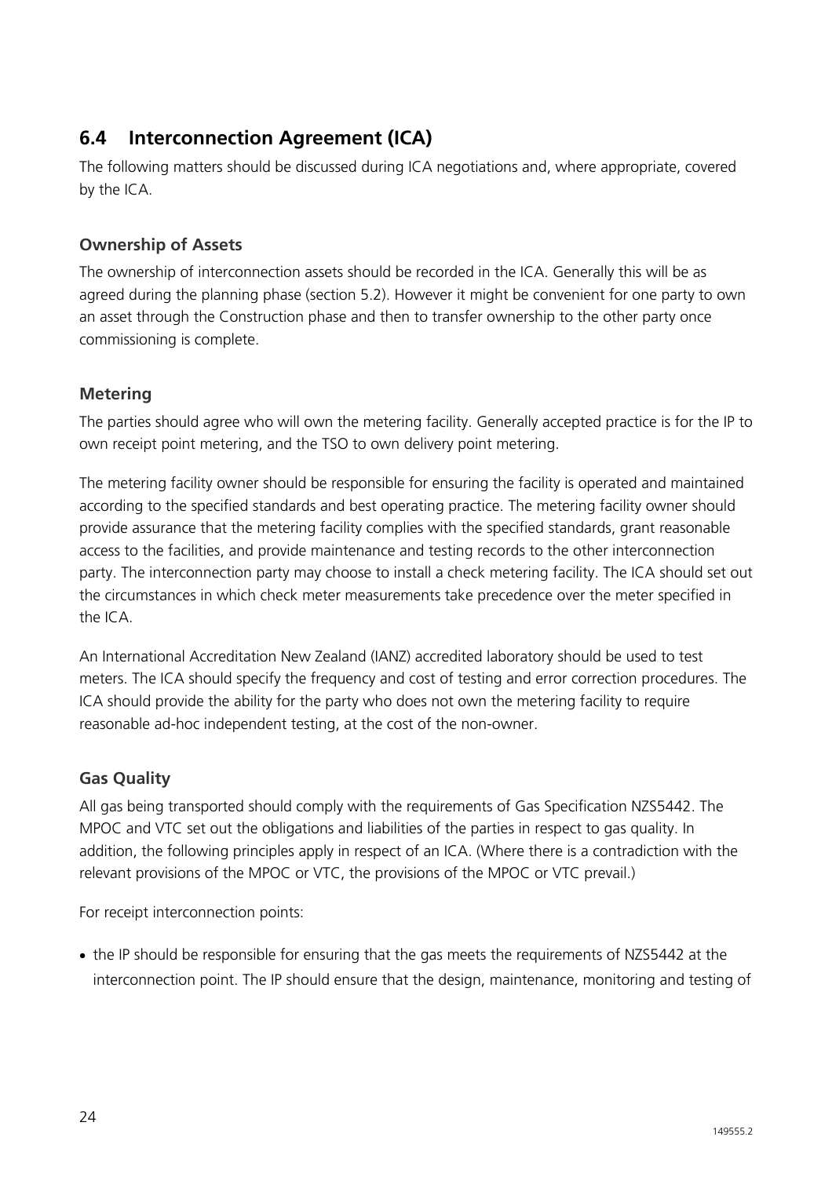## 6.4 Interconnection Agreement (ICA)

The following matters should be discussed during ICA negotiations and, where appropriate, covered by the ICA.

### Ownership of Assets

The ownership of interconnection assets should be recorded in the ICA. Generally this will be as agreed during the planning phase (section 5.2). However it might be convenient for one party to own an asset through the Construction phase and then to transfer ownership to the other party once commissioning is complete.

### Metering

The parties should agree who will own the metering facility. Generally accepted practice is for the IP to own receipt point metering, and the TSO to own delivery point metering.

The metering facility owner should be responsible for ensuring the facility is operated and maintained according to the specified standards and best operating practice. The metering facility owner should provide assurance that the metering facility complies with the specified standards, grant reasonable access to the facilities, and provide maintenance and testing records to the other interconnection party. The interconnection party may choose to install a check metering facility. The ICA should set out the circumstances in which check meter measurements take precedence over the meter specified in the ICA.

An International Accreditation New Zealand (IANZ) accredited laboratory should be used to test meters. The ICA should specify the frequency and cost of testing and error correction procedures. The ICA should provide the ability for the party who does not own the metering facility to require reasonable ad-hoc independent testing, at the cost of the non-owner.

### Gas Quality

All gas being transported should comply with the requirements of Gas Specification NZS5442. The MPOC and VTC set out the obligations and liabilities of the parties in respect to gas quality. In addition, the following principles apply in respect of an ICA. (Where there is a contradiction with the relevant provisions of the MPOC or VTC, the provisions of the MPOC or VTC prevail.)

For receipt interconnection points:

- the IP should be responsible for ensuring that the gas meets the requirements of NZS5442 at the interconnection point. The IP should ensure that the design, maintenance, monitoring and testing of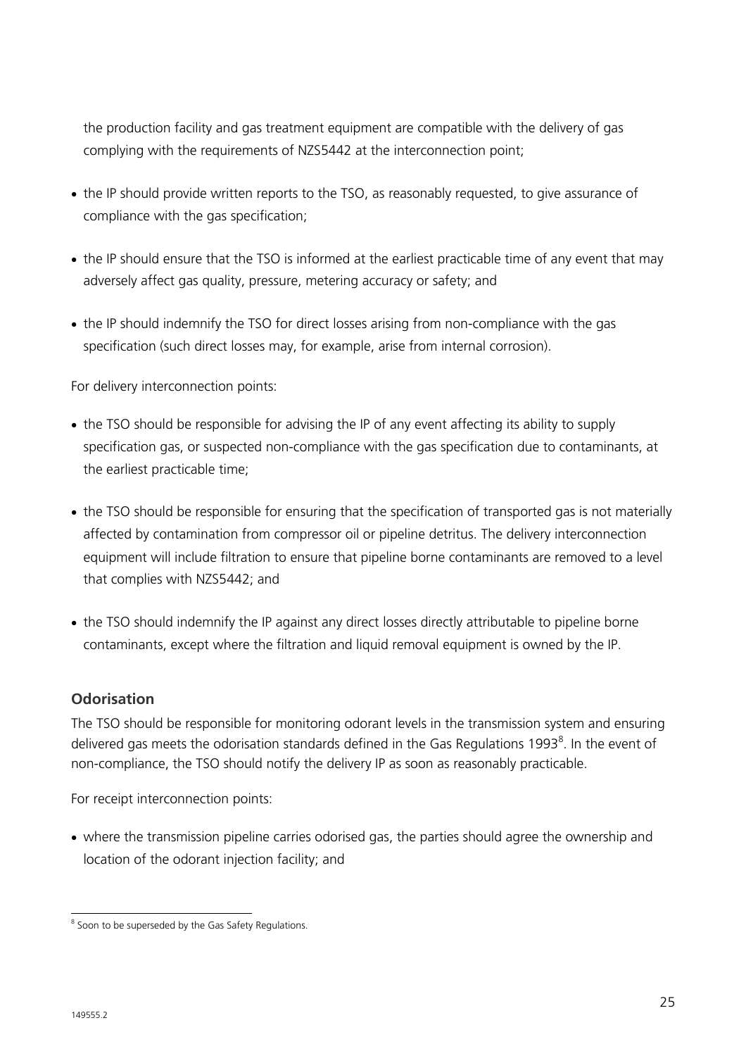the production facility and gas treatment equipment are compatible with the delivery of gas complying with the requirements of NZS5442 at the interconnection point;

- the IP should provide written reports to the TSO, as reasonably requested, to give assurance of compliance with the gas specification;
- the IP should ensure that the TSO is informed at the earliest practicable time of any event that may adversely affect gas quality, pressure, metering accuracy or safety; and
- the IP should indemnify the TSO for direct losses arising from non-compliance with the gas specification (such direct losses may, for example, arise from internal corrosion).

For delivery interconnection points:

- the TSO should be responsible for advising the IP of any event affecting its ability to supply specification gas, or suspected non-compliance with the gas specification due to contaminants, at the earliest practicable time;
- the TSO should be responsible for ensuring that the specification of transported gas is not materially affected by contamination from compressor oil or pipeline detritus. The delivery interconnection equipment will include filtration to ensure that pipeline borne contaminants are removed to a level that complies with NZS5442; and
- the TSO should indemnify the IP against any direct losses directly attributable to pipeline borne contaminants, except where the filtration and liquid removal equipment is owned by the IP.

### Odorisation

The TSO should be responsible for monitoring odorant levels in the transmission system and ensuring delivered gas meets the odorisation standards defined in the Gas Regulations 1993[8]. In the event of non-compliance, the TSO should notify the delivery IP as soon as reasonably practicable.

For receipt interconnection points:

- where the transmission pipeline carries odorised gas, the parties should agree the ownership and location of the odorant injection facility; and

[8] Soon to be superseded by the Gas Safety Regulations.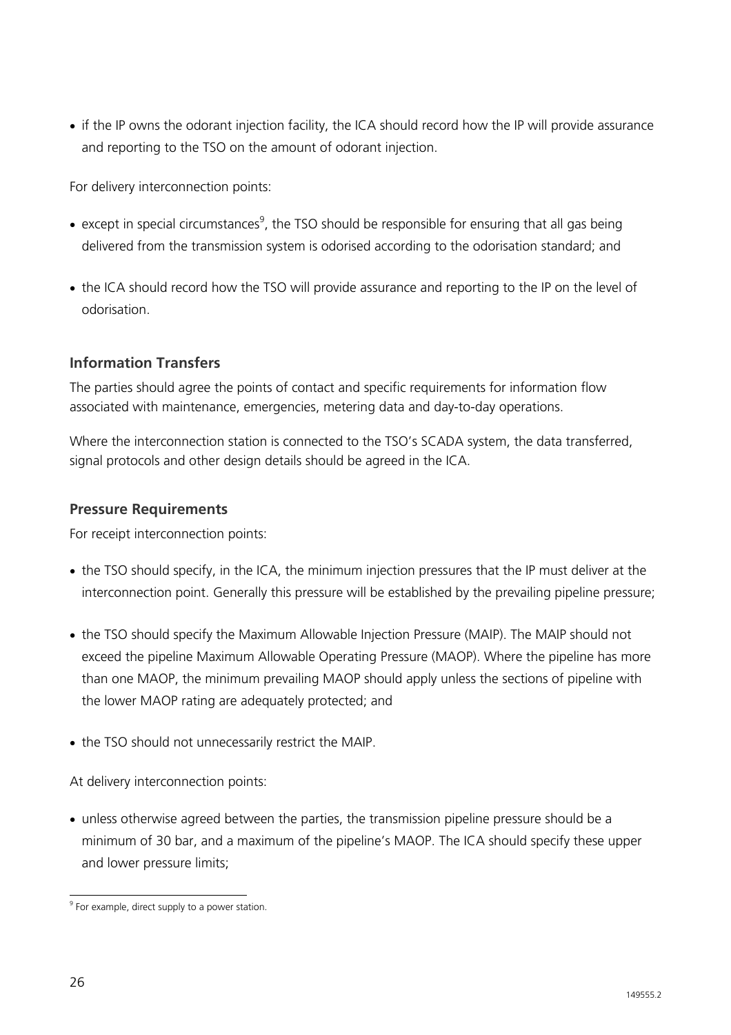- if the IP owns the odorant injection facility, the ICA should record how the IP will provide assurance and reporting to the TSO on the amount of odorant injection.

For delivery interconnection points:

- except in special circumstances[9], the TSO should be responsible for ensuring that all gas being delivered from the transmission system is odorised according to the odorisation standard; and
- the ICA should record how the TSO will provide assurance and reporting to the IP on the level of odorisation.

### Information Transfers

The parties should agree the points of contact and specific requirements for information flow associated with maintenance, emergencies, metering data and day-to-day operations.

Where the interconnection station is connected to the TSO's SCADA system, the data transferred, signal protocols and other design details should be agreed in the ICA.

### Pressure Requirements

For receipt interconnection points:

- the TSO should specify, in the ICA, the minimum injection pressures that the IP must deliver at the interconnection point. Generally this pressure will be established by the prevailing pipeline pressure;
- the TSO should specify the Maximum Allowable Injection Pressure (MAIP). The MAIP should not exceed the pipeline Maximum Allowable Operating Pressure (MAOP). Where the pipeline has more than one MAOP, the minimum prevailing MAOP should apply unless the sections of pipeline with the lower MAOP rating are adequately protected; and
- the TSO should not unnecessarily restrict the MAIP.

At delivery interconnection points:

- unless otherwise agreed between the parties, the transmission pipeline pressure should be a minimum of 30 bar, and a maximum of the pipeline's MAOP. The ICA should specify these upper and lower pressure limits;

[9] For example, direct supply to a power station.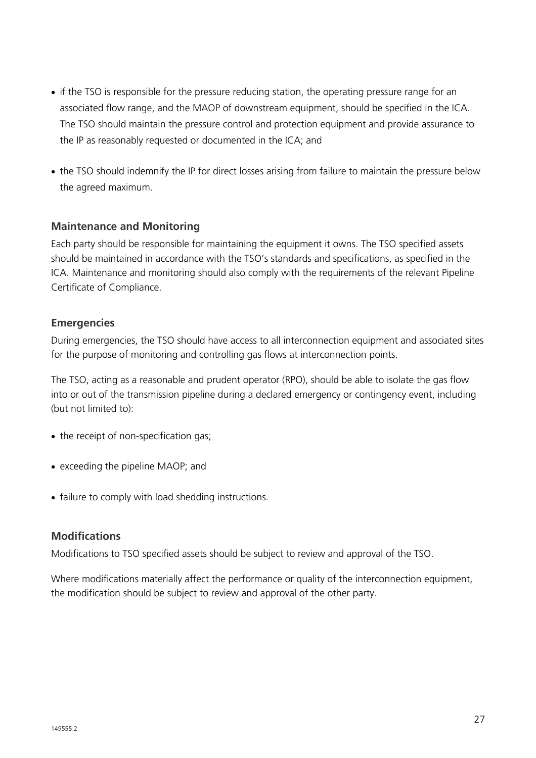- if the TSO is responsible for the pressure reducing station, the operating pressure range for an associated flow range, and the MAOP of downstream equipment, should be specified in the ICA. The TSO should maintain the pressure control and protection equipment and provide assurance to the IP as reasonably requested or documented in the ICA; and
- the TSO should indemnify the IP for direct losses arising from failure to maintain the pressure below the agreed maximum.

### Maintenance and Monitoring

Each party should be responsible for maintaining the equipment it owns. The TSO specified assets should be maintained in accordance with the TSO's standards and specifications, as specified in the ICA. Maintenance and monitoring should also comply with the requirements of the relevant Pipeline Certificate of Compliance.

### Emergencies

During emergencies, the TSO should have access to all interconnection equipment and associated sites for the purpose of monitoring and controlling gas flows at interconnection points.

The TSO, acting as a reasonable and prudent operator (RPO), should be able to isolate the gas flow into or out of the transmission pipeline during a declared emergency or contingency event, including (but not limited to):

- the receipt of non-specification gas;
- exceeding the pipeline MAOP; and
- failure to comply with load shedding instructions.

### Modifications

Modifications to TSO specified assets should be subject to review and approval of the TSO.

Where modifications materially affect the performance or quality of the interconnection equipment, the modification should be subject to review and approval of the other party.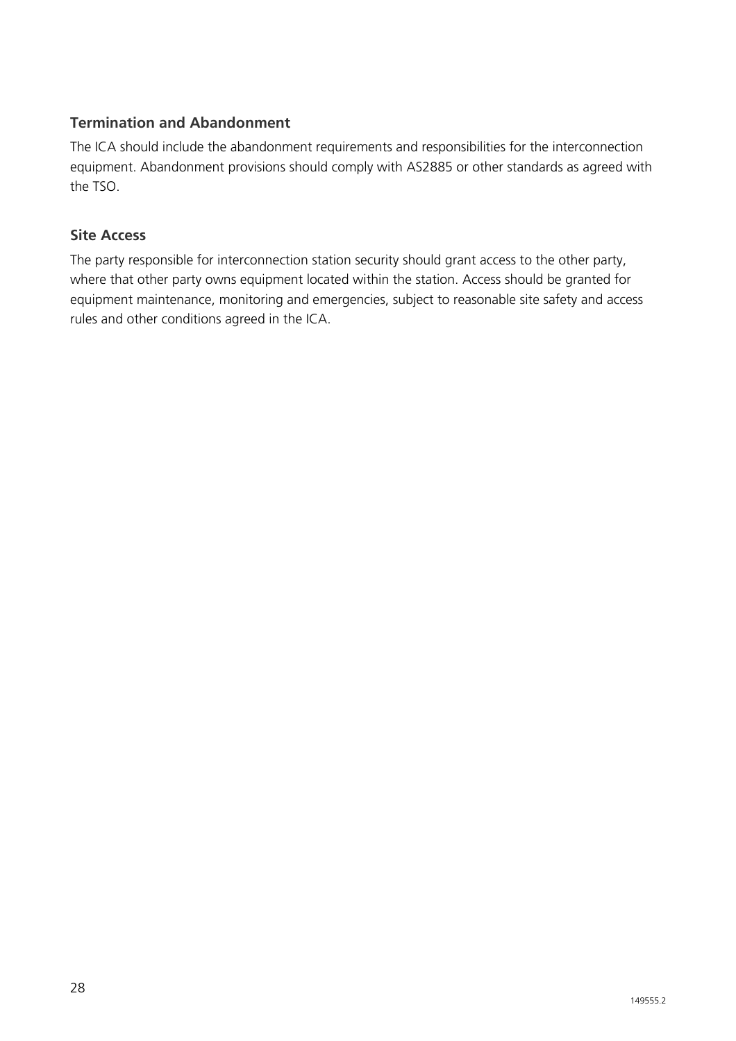### Termination and Abandonment

The ICA should include the abandonment requirements and responsibilities for the interconnection equipment. Abandonment provisions should comply with AS2885 or other standards as agreed with the TSO.

### Site Access

The party responsible for interconnection station security should grant access to the other party, where that other party owns equipment located within the station. Access should be granted for equipment maintenance, monitoring and emergencies, subject to reasonable site safety and access rules and other conditions agreed in the ICA.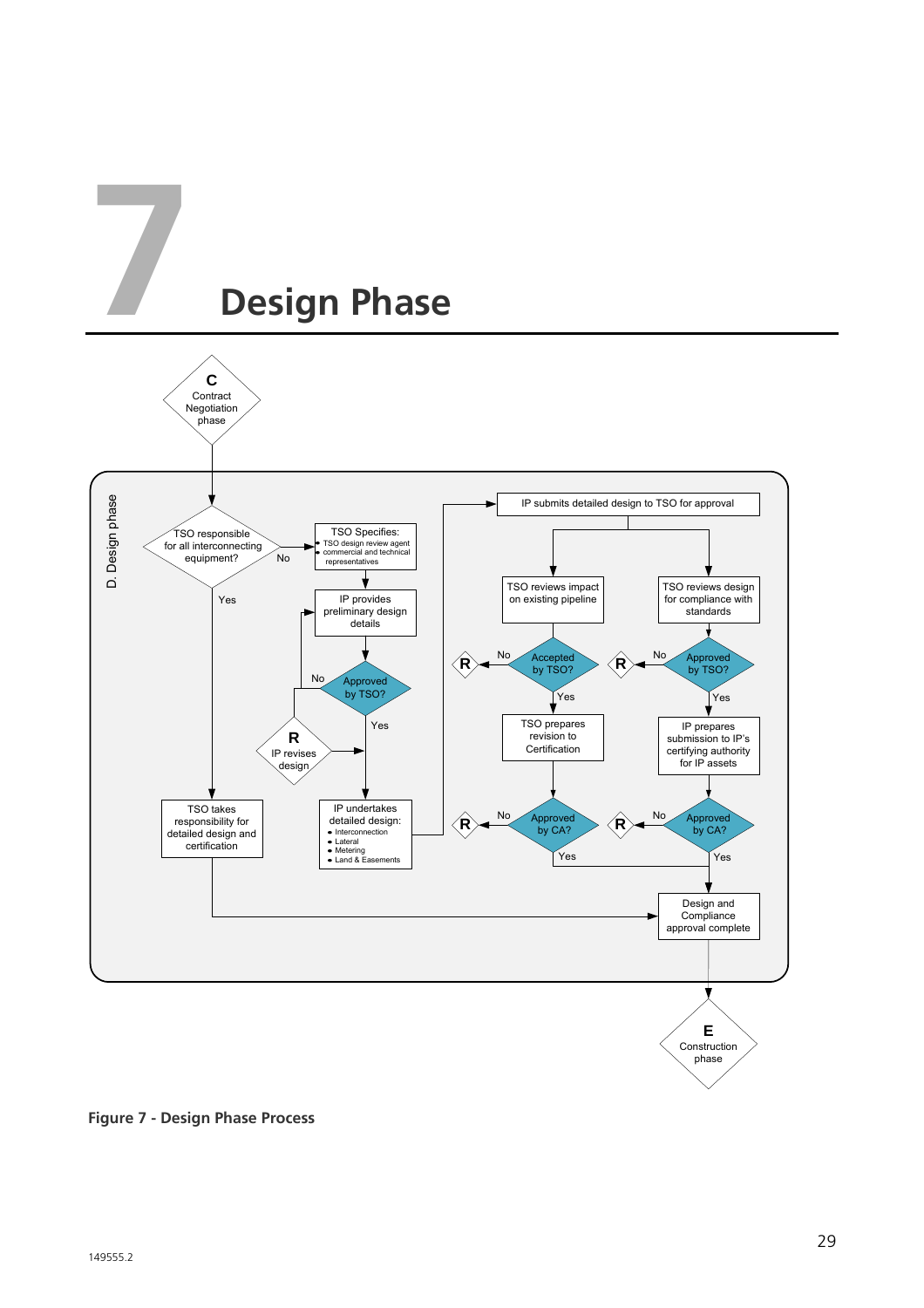# 7 Design Phase

**Figure 7 - Design Phase Process**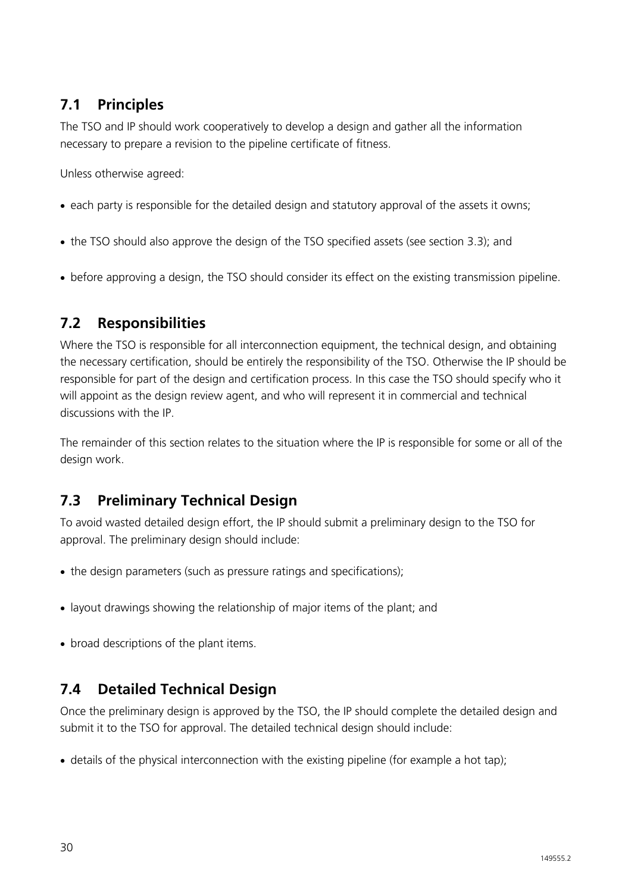## 7.1 Principles

The TSO and IP should work cooperatively to develop a design and gather all the information necessary to prepare a revision to the pipeline certificate of fitness.

Unless otherwise agreed:

- each party is responsible for the detailed design and statutory approval of the assets it owns;
- the TSO should also approve the design of the TSO specified assets (see section 3.3); and
- before approving a design, the TSO should consider its effect on the existing transmission pipeline.

## 7.2 Responsibilities

Where the TSO is responsible for all interconnection equipment, the technical design, and obtaining the necessary certification, should be entirely the responsibility of the TSO. Otherwise the IP should be responsible for part of the design and certification process. In this case the TSO should specify who it will appoint as the design review agent, and who will represent it in commercial and technical discussions with the IP.

The remainder of this section relates to the situation where the IP is responsible for some or all of the design work.

## 7.3 Preliminary Technical Design

To avoid wasted detailed design effort, the IP should submit a preliminary design to the TSO for approval. The preliminary design should include:

- the design parameters (such as pressure ratings and specifications);
- layout drawings showing the relationship of major items of the plant; and
- broad descriptions of the plant items.

## 7.4 Detailed Technical Design

Once the preliminary design is approved by the TSO, the IP should complete the detailed design and submit it to the TSO for approval. The detailed technical design should include:

- details of the physical interconnection with the existing pipeline (for example a hot tap);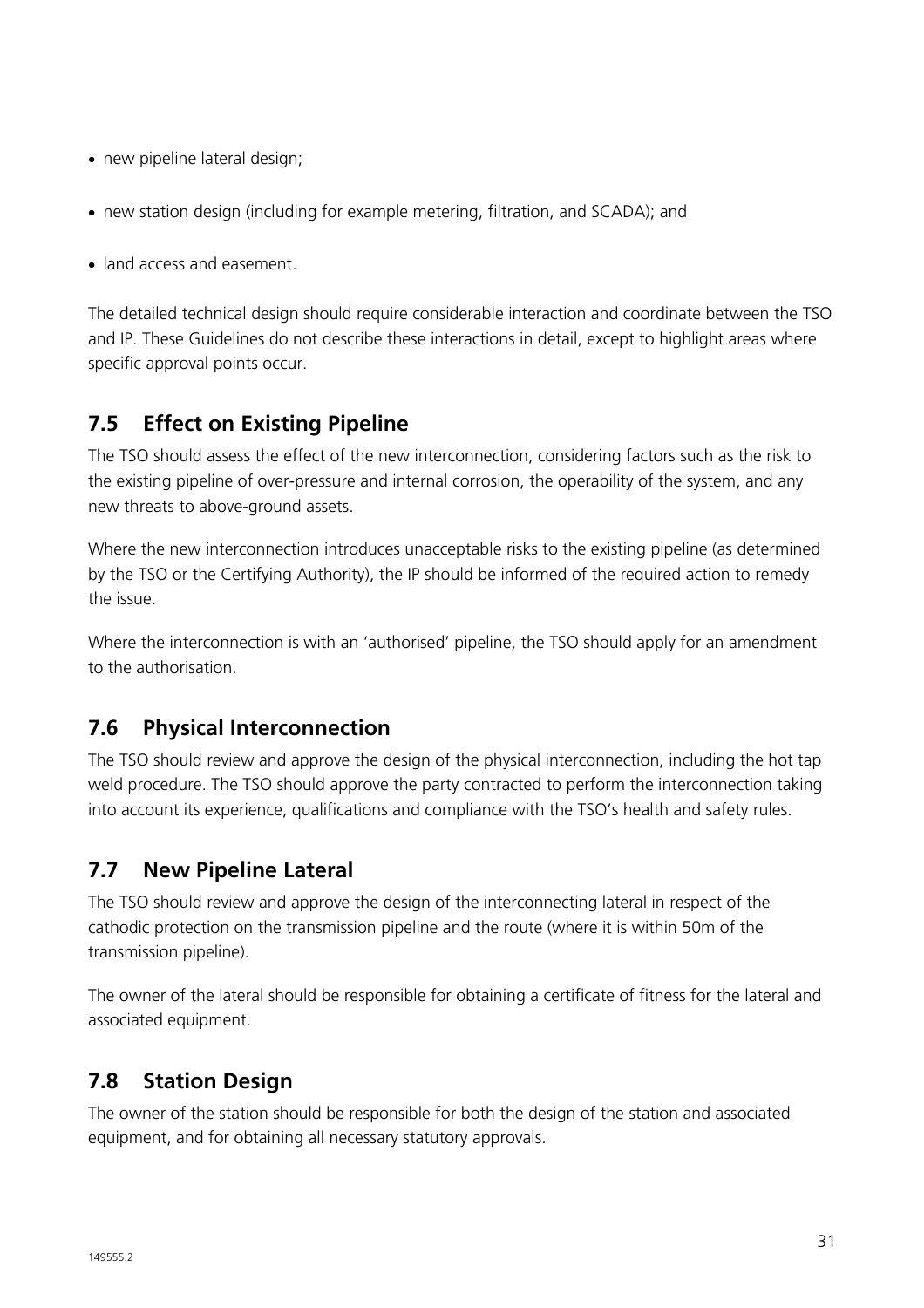- new pipeline lateral design;
- new station design (including for example metering, filtration, and SCADA); and
- land access and easement.

The detailed technical design should require considerable interaction and coordinate between the TSO and IP. These Guidelines do not describe these interactions in detail, except to highlight areas where specific approval points occur.

## 7.5 Effect on Existing Pipeline

The TSO should assess the effect of the new interconnection, considering factors such as the risk to the existing pipeline of over-pressure and internal corrosion, the operability of the system, and any new threats to above-ground assets.

Where the new interconnection introduces unacceptable risks to the existing pipeline (as determined by the TSO or the Certifying Authority), the IP should be informed of the required action to remedy the issue.

Where the interconnection is with an 'authorised' pipeline, the TSO should apply for an amendment to the authorisation.

## 7.6 Physical Interconnection

The TSO should review and approve the design of the physical interconnection, including the hot tap weld procedure. The TSO should approve the party contracted to perform the interconnection taking into account its experience, qualifications and compliance with the TSO's health and safety rules.

## 7.7 New Pipeline Lateral

The TSO should review and approve the design of the interconnecting lateral in respect of the cathodic protection on the transmission pipeline and the route (where it is within 50m of the transmission pipeline).

The owner of the lateral should be responsible for obtaining a certificate of fitness for the lateral and associated equipment.

## 7.8 Station Design

The owner of the station should be responsible for both the design of the station and associated equipment, and for obtaining all necessary statutory approvals.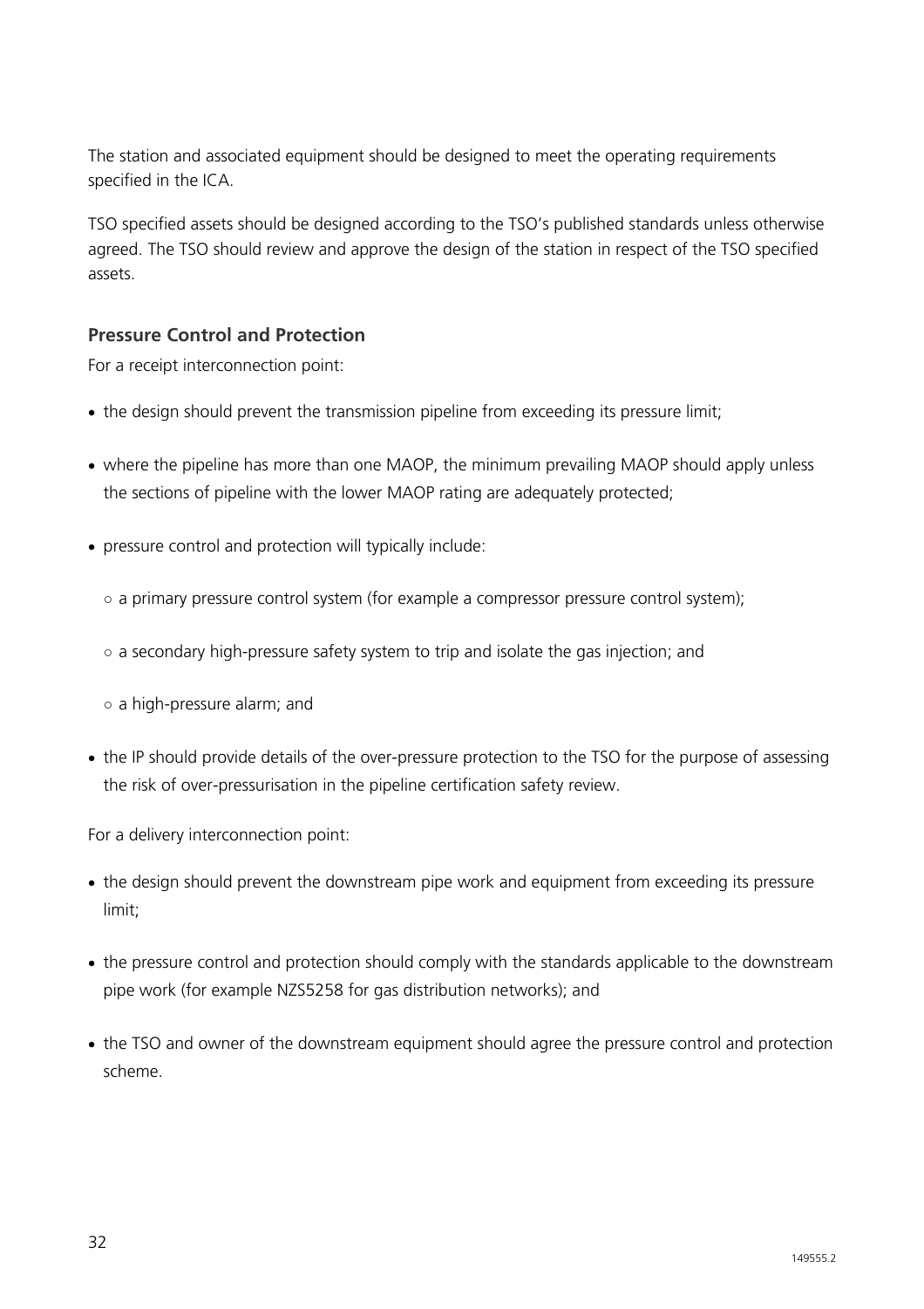The station and associated equipment should be designed to meet the operating requirements specified in the ICA.

TSO specified assets should be designed according to the TSO's published standards unless otherwise agreed. The TSO should review and approve the design of the station in respect of the TSO specified assets.

### Pressure Control and Protection

For a receipt interconnection point:

- the design should prevent the transmission pipeline from exceeding its pressure limit;
- where the pipeline has more than one MAOP, the minimum prevailing MAOP should apply unless the sections of pipeline with the lower MAOP rating are adequately protected;
- pressure control and protection will typically include:
  - a primary pressure control system (for example a compressor pressure control system);
  - a secondary high-pressure safety system to trip and isolate the gas injection; and
  - a high-pressure alarm; and
- the IP should provide details of the over-pressure protection to the TSO for the purpose of assessing the risk of over-pressurisation in the pipeline certification safety review.

For a delivery interconnection point:

- the design should prevent the downstream pipe work and equipment from exceeding its pressure limit;
- the pressure control and protection should comply with the standards applicable to the downstream pipe work (for example NZS5258 for gas distribution networks); and
- the TSO and owner of the downstream equipment should agree the pressure control and protection scheme.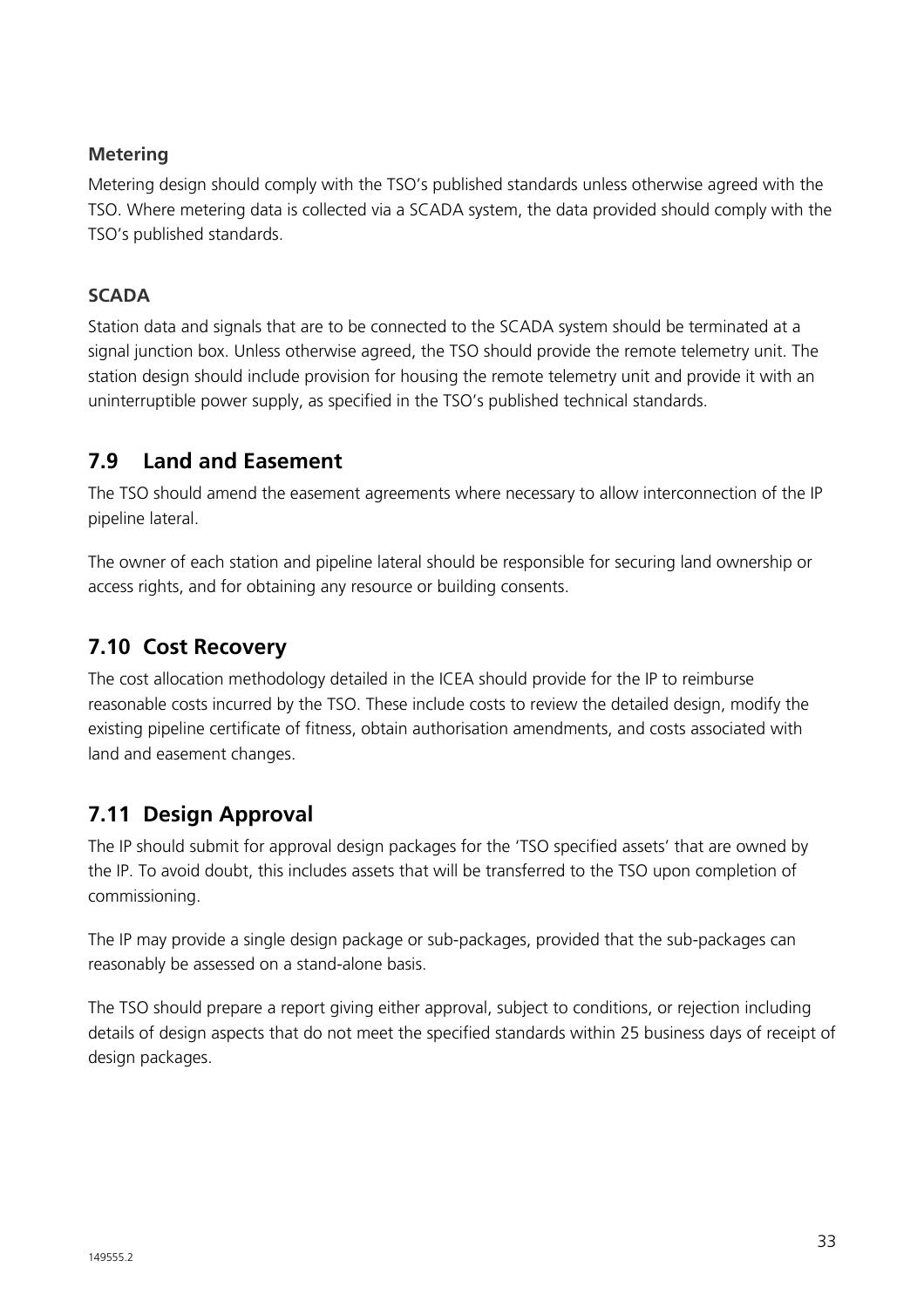**Metering**

Metering design should comply with the TSO's published standards unless otherwise agreed with the TSO. Where metering data is collected via a SCADA system, the data provided should comply with the TSO's published standards.

**SCADA**

Station data and signals that are to be connected to the SCADA system should be terminated at a signal junction box. Unless otherwise agreed, the TSO should provide the remote telemetry unit. The station design should include provision for housing the remote telemetry unit and provide it with an uninterruptible power supply, as specified in the TSO's published technical standards.

## 7.9 Land and Easement

The TSO should amend the easement agreements where necessary to allow interconnection of the IP pipeline lateral.

The owner of each station and pipeline lateral should be responsible for securing land ownership or access rights, and for obtaining any resource or building consents.

## 7.10 Cost Recovery

The cost allocation methodology detailed in the ICEA should provide for the IP to reimburse reasonable costs incurred by the TSO. These include costs to review the detailed design, modify the existing pipeline certificate of fitness, obtain authorisation amendments, and costs associated with land and easement changes.

## 7.11 Design Approval

The IP should submit for approval design packages for the 'TSO specified assets' that are owned by the IP. To avoid doubt, this includes assets that will be transferred to the TSO upon completion of commissioning.

The IP may provide a single design package or sub-packages, provided that the sub-packages can reasonably be assessed on a stand-alone basis.

The TSO should prepare a report giving either approval, subject to conditions, or rejection including details of design aspects that do not meet the specified standards within 25 business days of receipt of design packages.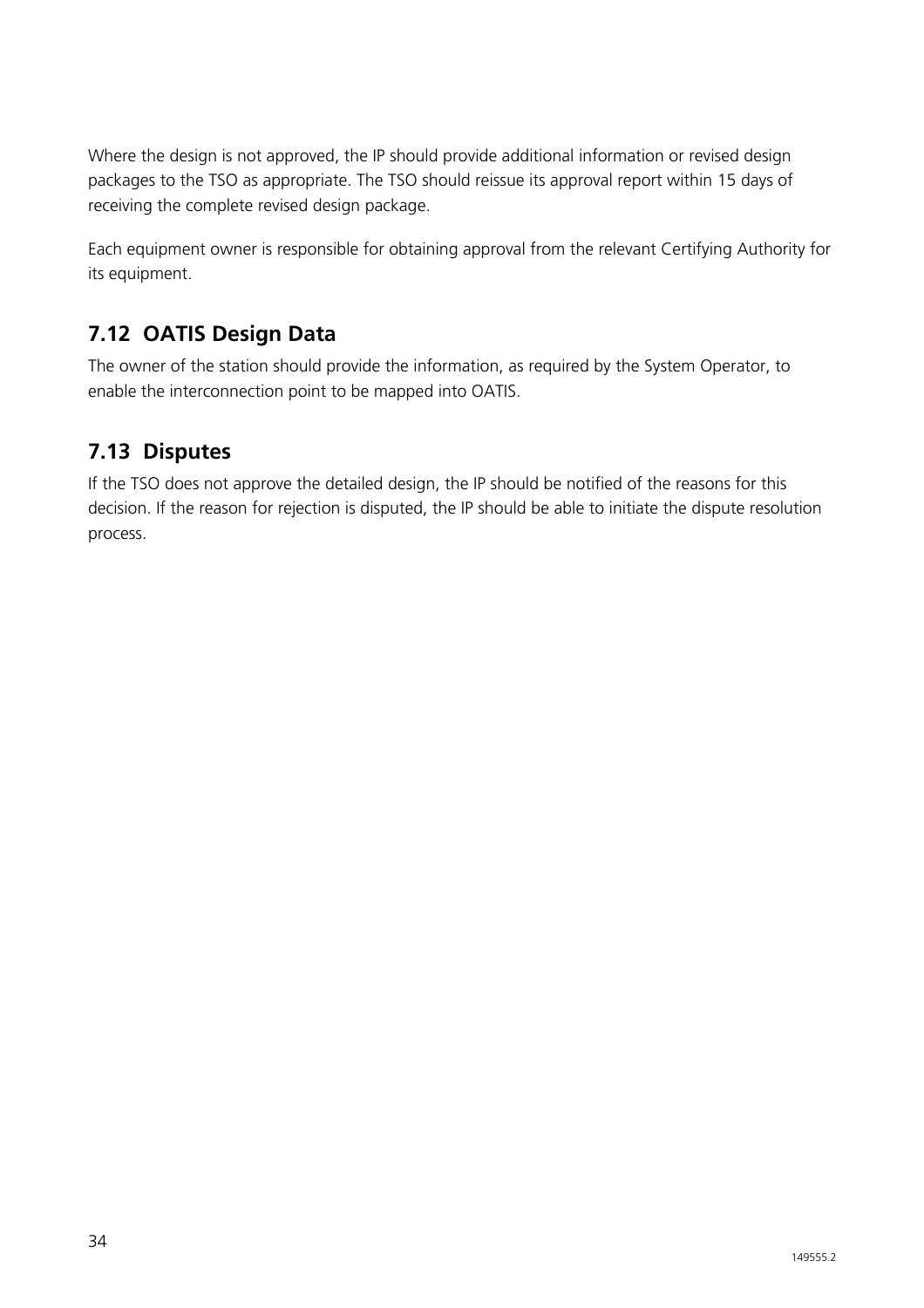Where the design is not approved, the IP should provide additional information or revised design packages to the TSO as appropriate. The TSO should reissue its approval report within 15 days of receiving the complete revised design package.

Each equipment owner is responsible for obtaining approval from the relevant Certifying Authority for its equipment.

## 7.12 OATIS Design Data

The owner of the station should provide the information, as required by the System Operator, to enable the interconnection point to be mapped into OATIS.

## 7.13 Disputes

If the TSO does not approve the detailed design, the IP should be notified of the reasons for this decision. If the reason for rejection is disputed, the IP should be able to initiate the dispute resolution process.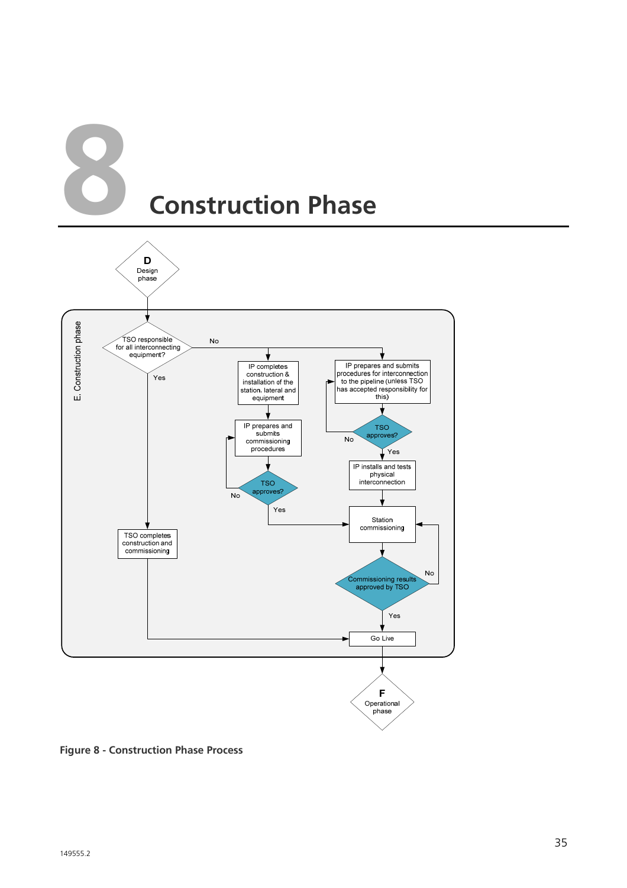# 8 Construction Phase

D
Design phase

E. Construction phase

TSO responsible for all interconnecting equipment?

No

Yes

IP completes construction & installation of the station, lateral and equipment

IP prepares and submits procedures for interconnection to the pipeline (unless TSO has accepted responsibility for this)

IP prepares and submits commissioning procedures

TSO approves?

No

Yes

TSO approves?

No

Yes

IP installs and tests physical interconnection

Station commissioning

TSO completes construction and commissioning

Commissioning results approved by TSO

No

Yes

Go Live

F
Operational phase

**Figure 8 - Construction Phase Process**

149555.2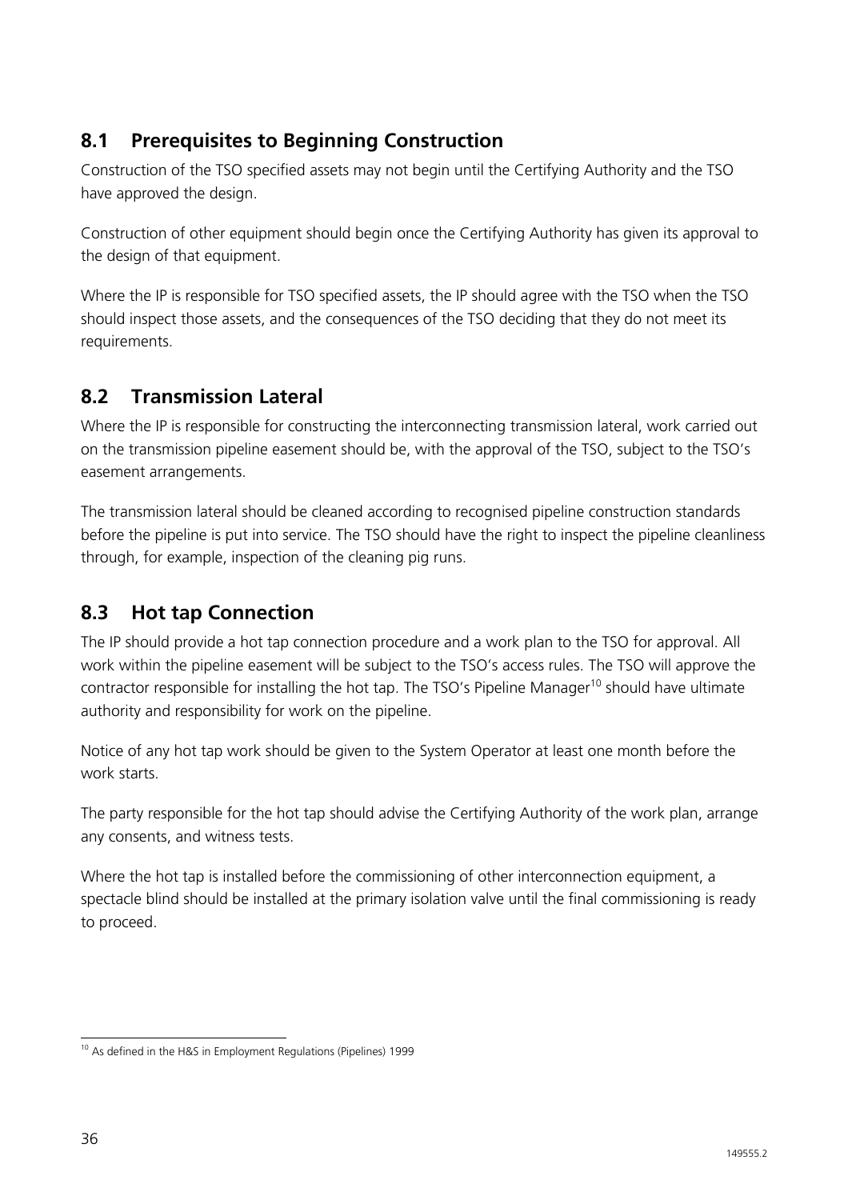## 8.1 Prerequisites to Beginning Construction

Construction of the TSO specified assets may not begin until the Certifying Authority and the TSO have approved the design.

Construction of other equipment should begin once the Certifying Authority has given its approval to the design of that equipment.

Where the IP is responsible for TSO specified assets, the IP should agree with the TSO when the TSO should inspect those assets, and the consequences of the TSO deciding that they do not meet its requirements.

## 8.2 Transmission Lateral

Where the IP is responsible for constructing the interconnecting transmission lateral, work carried out on the transmission pipeline easement should be, with the approval of the TSO, subject to the TSO's easement arrangements.

The transmission lateral should be cleaned according to recognised pipeline construction standards before the pipeline is put into service. The TSO should have the right to inspect the pipeline cleanliness through, for example, inspection of the cleaning pig runs.

## 8.3 Hot tap Connection

The IP should provide a hot tap connection procedure and a work plan to the TSO for approval. All work within the pipeline easement will be subject to the TSO's access rules. The TSO will approve the contractor responsible for installing the hot tap. The TSO's Pipeline Manager[10] should have ultimate authority and responsibility for work on the pipeline.

Notice of any hot tap work should be given to the System Operator at least one month before the work starts.

The party responsible for the hot tap should advise the Certifying Authority of the work plan, arrange any consents, and witness tests.

Where the hot tap is installed before the commissioning of other interconnection equipment, a spectacle blind should be installed at the primary isolation valve until the final commissioning is ready to proceed.

[10] As defined in the H&S in Employment Regulations (Pipelines) 1999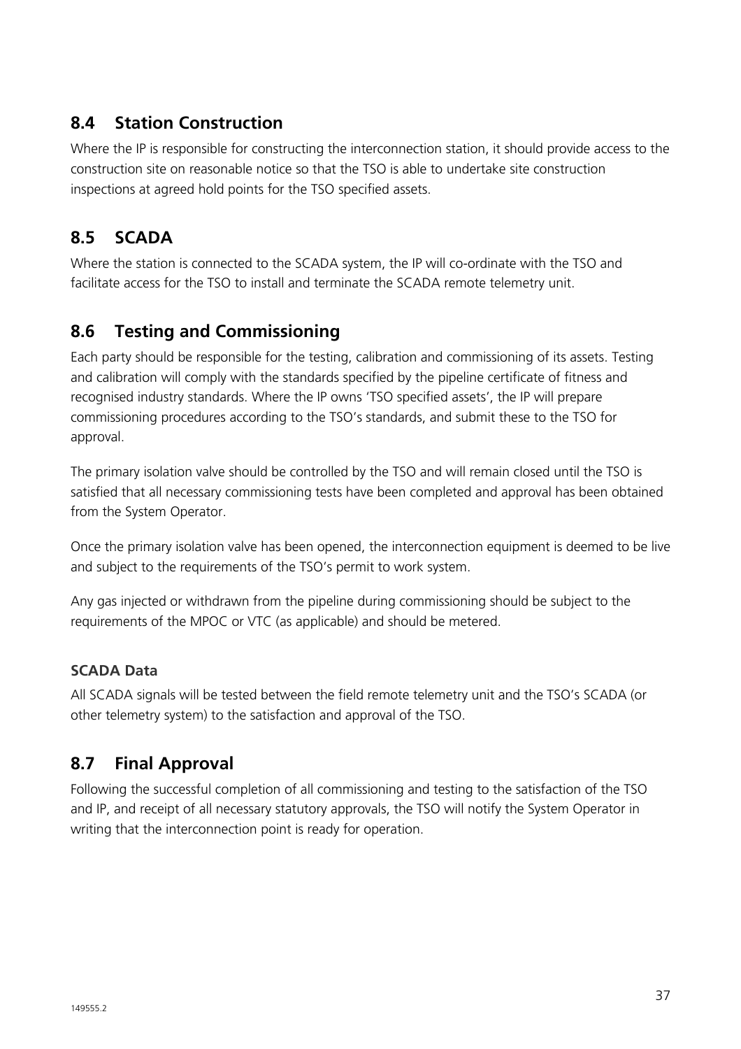## 8.4 Station Construction

Where the IP is responsible for constructing the interconnection station, it should provide access to the construction site on reasonable notice so that the TSO is able to undertake site construction inspections at agreed hold points for the TSO specified assets.

## 8.5 SCADA

Where the station is connected to the SCADA system, the IP will co-ordinate with the TSO and facilitate access for the TSO to install and terminate the SCADA remote telemetry unit.

## 8.6 Testing and Commissioning

Each party should be responsible for the testing, calibration and commissioning of its assets. Testing and calibration will comply with the standards specified by the pipeline certificate of fitness and recognised industry standards. Where the IP owns 'TSO specified assets', the IP will prepare commissioning procedures according to the TSO's standards, and submit these to the TSO for approval.

The primary isolation valve should be controlled by the TSO and will remain closed until the TSO is satisfied that all necessary commissioning tests have been completed and approval has been obtained from the System Operator.

Once the primary isolation valve has been opened, the interconnection equipment is deemed to be live and subject to the requirements of the TSO's permit to work system.

Any gas injected or withdrawn from the pipeline during commissioning should be subject to the requirements of the MPOC or VTC (as applicable) and should be metered.

### SCADA Data

All SCADA signals will be tested between the field remote telemetry unit and the TSO's SCADA (or other telemetry system) to the satisfaction and approval of the TSO.

## 8.7 Final Approval

Following the successful completion of all commissioning and testing to the satisfaction of the TSO and IP, and receipt of all necessary statutory approvals, the TSO will notify the System Operator in writing that the interconnection point is ready for operation.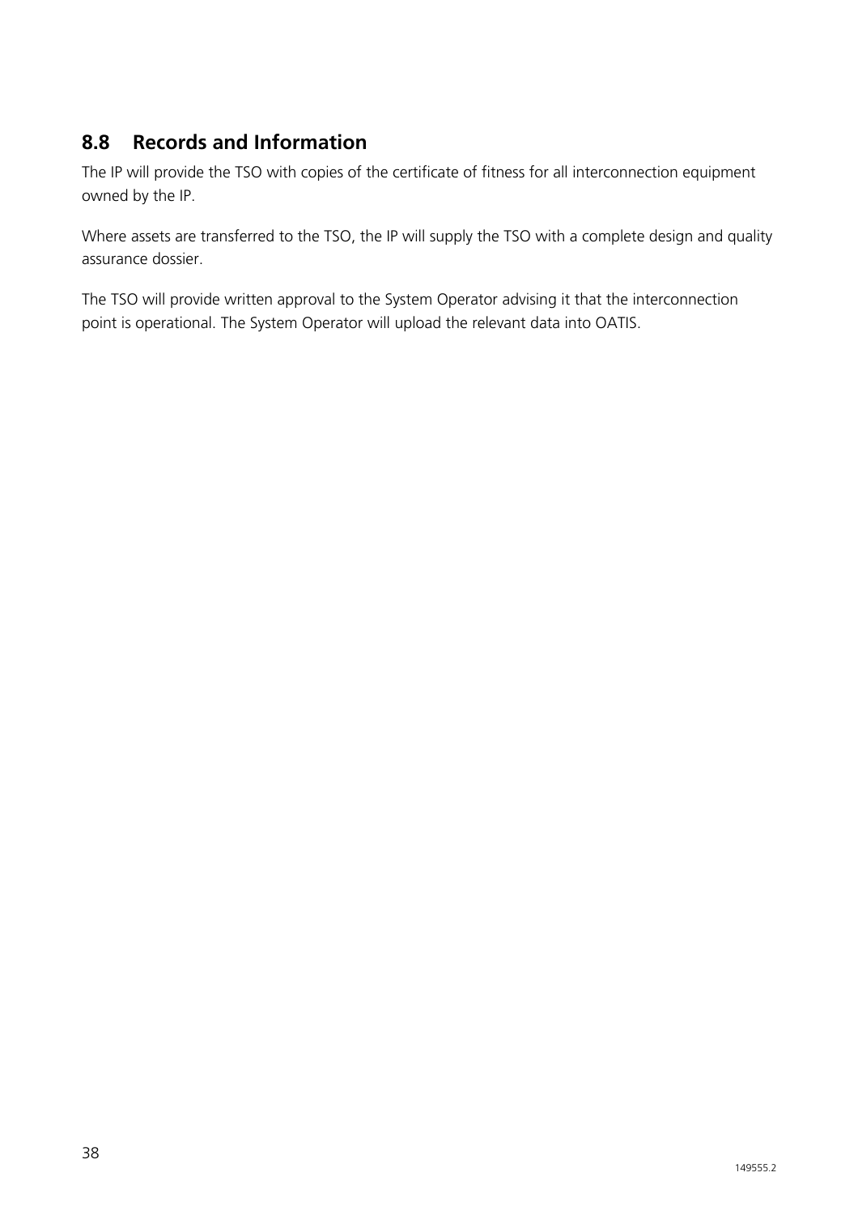## 8.8 Records and Information

The IP will provide the TSO with copies of the certificate of fitness for all interconnection equipment owned by the IP.

Where assets are transferred to the TSO, the IP will supply the TSO with a complete design and quality assurance dossier.

The TSO will provide written approval to the System Operator advising it that the interconnection point is operational. The System Operator will upload the relevant data into OATIS.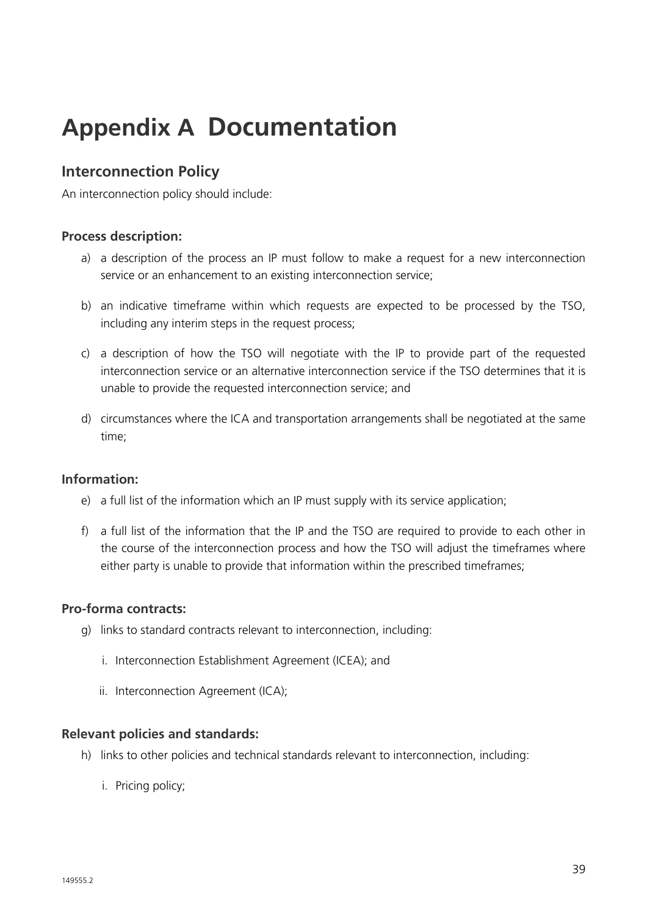# Appendix A Documentation

## Interconnection Policy

An interconnection policy should include:

### Process description:

a) a description of the process an IP must follow to make a request for a new interconnection service or an enhancement to an existing interconnection service;

b) an indicative timeframe within which requests are expected to be processed by the TSO, including any interim steps in the request process;

c) a description of how the TSO will negotiate with the IP to provide part of the requested interconnection service or an alternative interconnection service if the TSO determines that it is unable to provide the requested interconnection service; and

d) circumstances where the ICA and transportation arrangements shall be negotiated at the same time;

### Information:

e) a full list of the information which an IP must supply with its service application;

f) a full list of the information that the IP and the TSO are required to provide to each other in the course of the interconnection process and how the TSO will adjust the timeframes where either party is unable to provide that information within the prescribed timeframes;

### Pro-forma contracts:

g) links to standard contracts relevant to interconnection, including:

   i. Interconnection Establishment Agreement (ICEA); and

   ii. Interconnection Agreement (ICA);

### Relevant policies and standards:

h) links to other policies and technical standards relevant to interconnection, including:

   i. Pricing policy;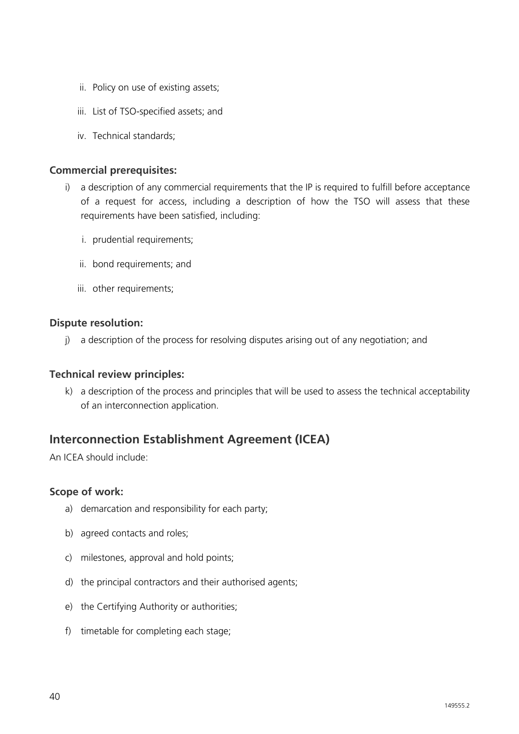ii. Policy on use of existing assets;

   iii. List of TSO-specified assets; and

   iv. Technical standards;

**Commercial prerequisites:**

i) a description of any commercial requirements that the IP is required to fulfill before acceptance of a request for access, including a description of how the TSO will assess that these requirements have been satisfied, including:

   i. prudential requirements;

   ii. bond requirements; and

   iii. other requirements;

**Dispute resolution:**

j) a description of the process for resolving disputes arising out of any negotiation; and

**Technical review principles:**

k) a description of the process and principles that will be used to assess the technical acceptability of an interconnection application.

## Interconnection Establishment Agreement (ICEA)

An ICEA should include:

**Scope of work:**

a) demarcation and responsibility for each party;

b) agreed contacts and roles;

c) milestones, approval and hold points;

d) the principal contractors and their authorised agents;

e) the Certifying Authority or authorities;

f) timetable for completing each stage;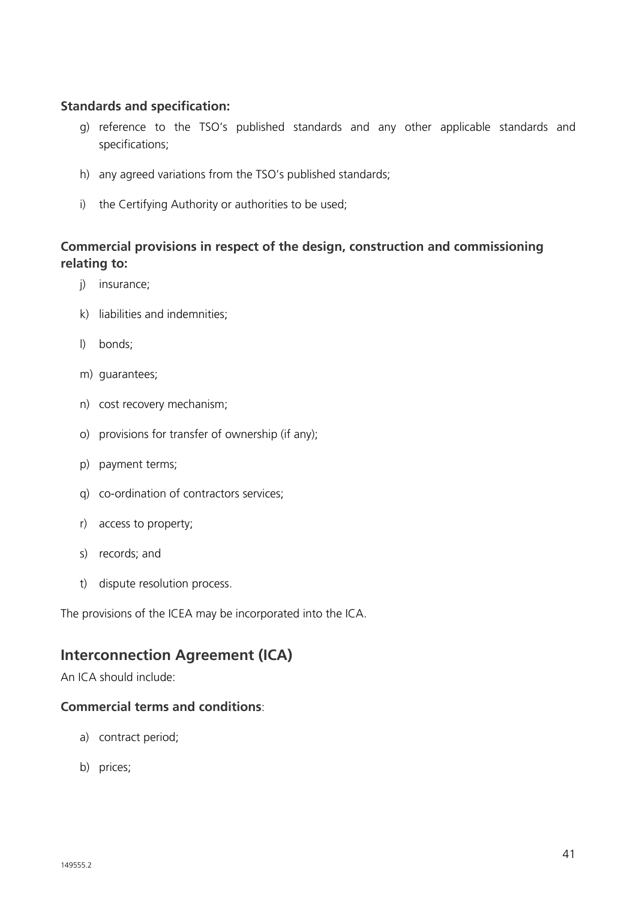**Standards and specification:**

g) reference to the TSO's published standards and any other applicable standards and specifications;

h) any agreed variations from the TSO's published standards;

i) the Certifying Authority or authorities to be used;

**Commercial provisions in respect of the design, construction and commissioning relating to:**

j) insurance;

k) liabilities and indemnities;

l) bonds;

m) guarantees;

n) cost recovery mechanism;

o) provisions for transfer of ownership (if any);

p) payment terms;

q) co-ordination of contractors services;

r) access to property;

s) records; and

t) dispute resolution process.

The provisions of the ICEA may be incorporated into the ICA.

## Interconnection Agreement (ICA)

An ICA should include:

**Commercial terms and conditions**:

a) contract period;

b) prices;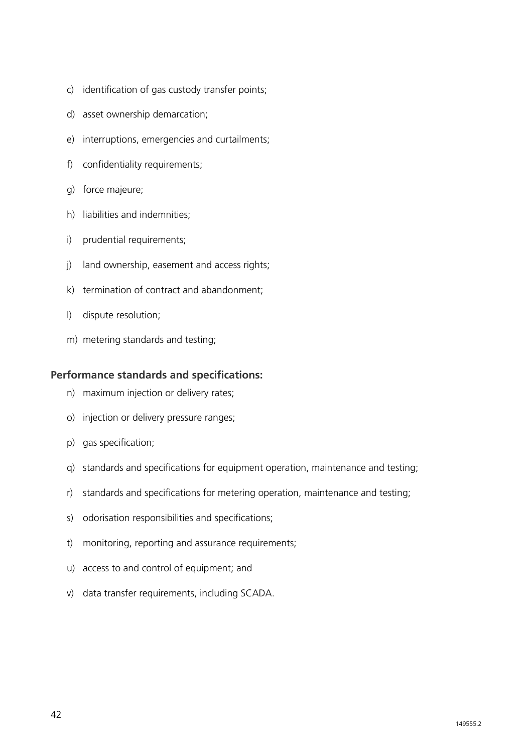c) identification of gas custody transfer points;

d) asset ownership demarcation;

e) interruptions, emergencies and curtailments;

f) confidentiality requirements;

g) force majeure;

h) liabilities and indemnities;

i) prudential requirements;

j) land ownership, easement and access rights;

k) termination of contract and abandonment;

l) dispute resolution;

m) metering standards and testing;

**Performance standards and specifications:**

n) maximum injection or delivery rates;

o) injection or delivery pressure ranges;

p) gas specification;

q) standards and specifications for equipment operation, maintenance and testing;

r) standards and specifications for metering operation, maintenance and testing;

s) odorisation responsibilities and specifications;

t) monitoring, reporting and assurance requirements;

u) access to and control of equipment; and

v) data transfer requirements, including SCADA.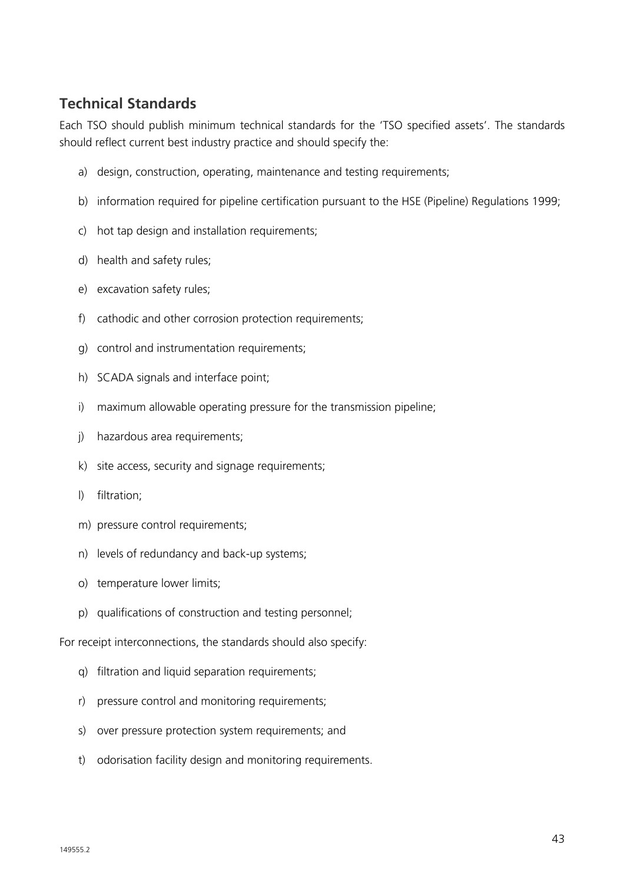## Technical Standards

Each TSO should publish minimum technical standards for the 'TSO specified assets'. The standards should reflect current best industry practice and should specify the:

a) design, construction, operating, maintenance and testing requirements;

b) information required for pipeline certification pursuant to the HSE (Pipeline) Regulations 1999;

c) hot tap design and installation requirements;

d) health and safety rules;

e) excavation safety rules;

f) cathodic and other corrosion protection requirements;

g) control and instrumentation requirements;

h) SCADA signals and interface point;

i) maximum allowable operating pressure for the transmission pipeline;

j) hazardous area requirements;

k) site access, security and signage requirements;

l) filtration;

m) pressure control requirements;

n) levels of redundancy and back-up systems;

o) temperature lower limits;

p) qualifications of construction and testing personnel;

For receipt interconnections, the standards should also specify:

q) filtration and liquid separation requirements;

r) pressure control and monitoring requirements;

s) over pressure protection system requirements; and

t) odorisation facility design and monitoring requirements.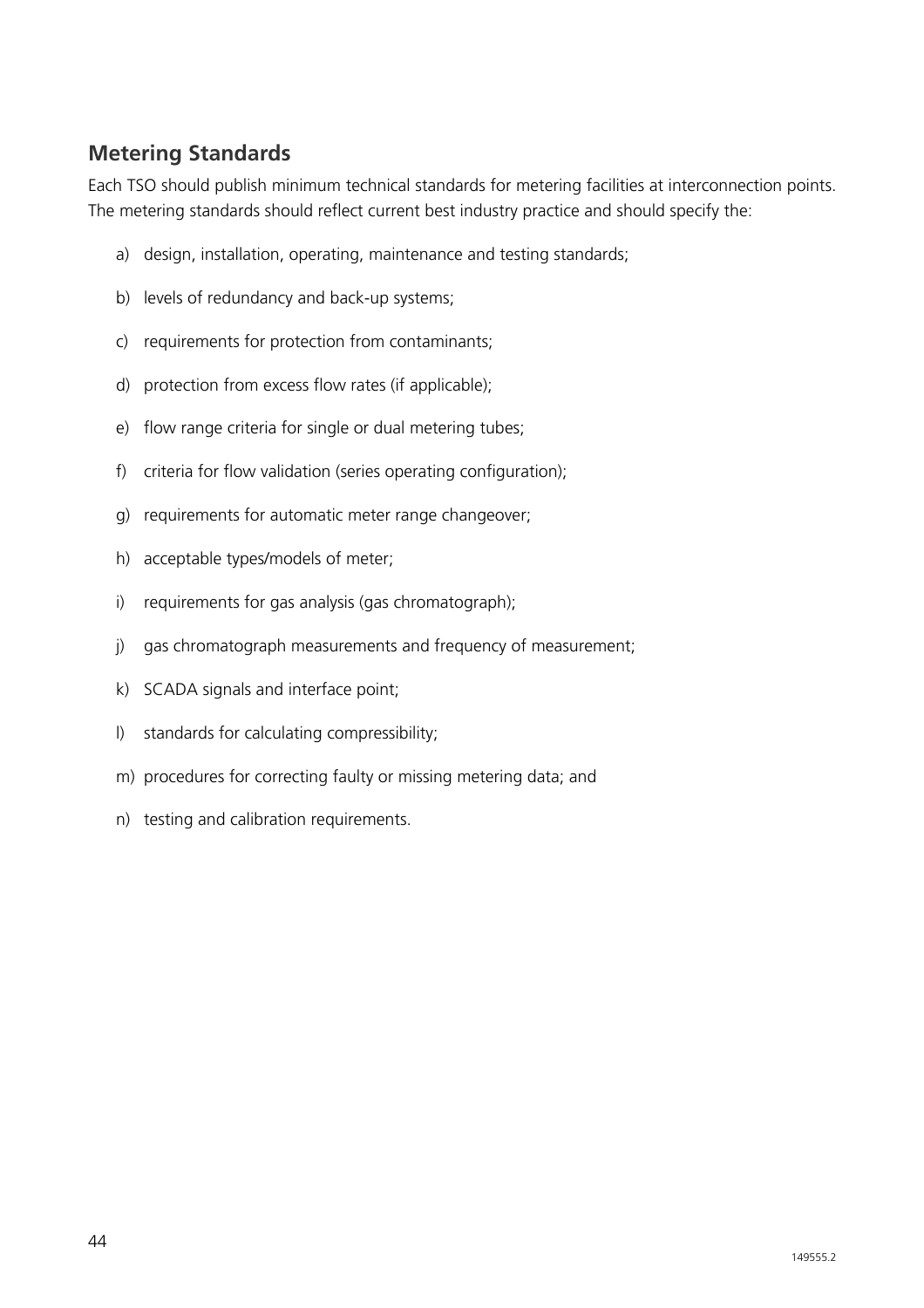## Metering Standards

Each TSO should publish minimum technical standards for metering facilities at interconnection points. The metering standards should reflect current best industry practice and should specify the:

a) design, installation, operating, maintenance and testing standards;

b) levels of redundancy and back-up systems;

c) requirements for protection from contaminants;

d) protection from excess flow rates (if applicable);

e) flow range criteria for single or dual metering tubes;

f) criteria for flow validation (series operating configuration);

g) requirements for automatic meter range changeover;

h) acceptable types/models of meter;

i) requirements for gas analysis (gas chromatograph);

j) gas chromatograph measurements and frequency of measurement;

k) SCADA signals and interface point;

l) standards for calculating compressibility;

m) procedures for correcting faulty or missing metering data; and

n) testing and calibration requirements.